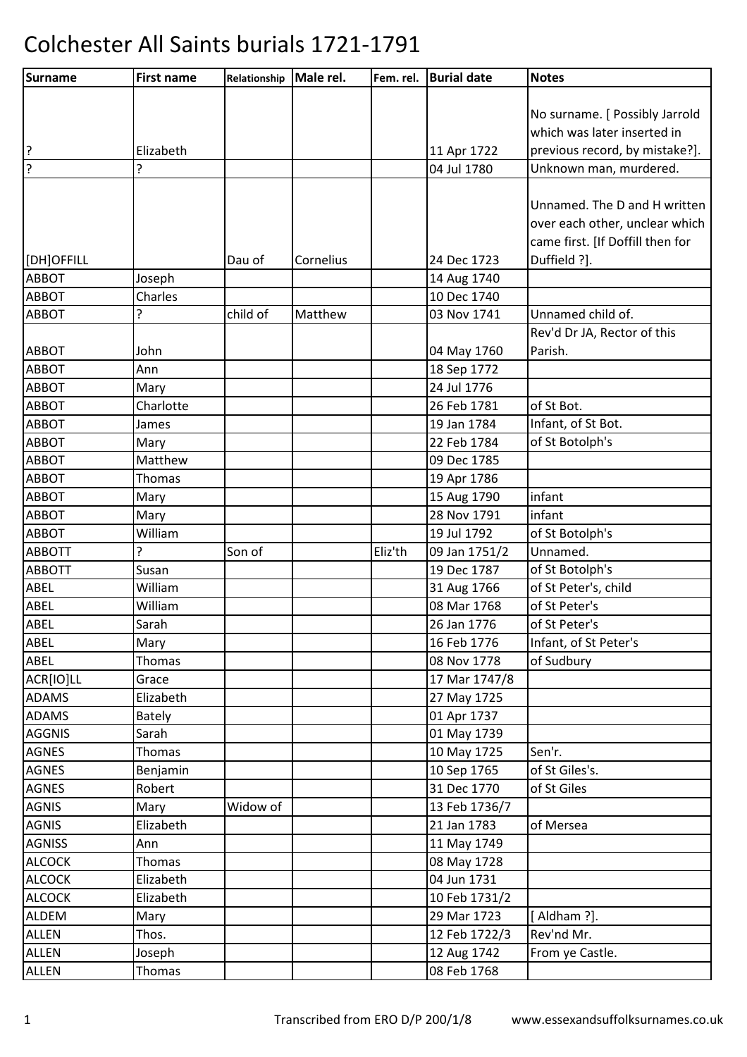# Colchester All Saints burials 1721-1791

| Surname | First name | Relationship | Male rel. | Fem. rel. | Burial date | Notes |
|---|---|---|---|---|---|---|
| ? | Elizabeth | | | | 11 Apr 1722 | No surname. [ Possibly Jarrold which was later inserted in previous record, by mistake?]. |
| ? | ? | | | | 04 Jul 1780 | Unknown man, murdered. |
| [DH]OFFILL | | Dau of | Cornelius | | 24 Dec 1723 | Unnamed. The D and H written over each other, unclear which came first. [If Doffill then for Duffield ?]. |
| ABBOT | Joseph | | | | 14 Aug 1740 | |
| ABBOT | Charles | | | | 10 Dec 1740 | |
| ABBOT | ? | child of | Matthew | | 03 Nov 1741 | Unnamed child of. |
| ABBOT | John | | | | 04 May 1760 | Rev'd Dr JA, Rector of this Parish. |
| ABBOT | Ann | | | | 18 Sep 1772 | |
| ABBOT | Mary | | | | 24 Jul 1776 | |
| ABBOT | Charlotte | | | | 26 Feb 1781 | of St Bot. |
| ABBOT | James | | | | 19 Jan 1784 | Infant, of St Bot. |
| ABBOT | Mary | | | | 22 Feb 1784 | of St Botolph's |
| ABBOT | Matthew | | | | 09 Dec 1785 | |
| ABBOT | Thomas | | | | 19 Apr 1786 | |
| ABBOT | Mary | | | | 15 Aug 1790 | infant |
| ABBOT | Mary | | | | 28 Nov 1791 | infant |
| ABBOT | William | | | | 19 Jul 1792 | of St Botolph's |
| ABBOTT | ? | Son of | | Eliz'th | 09 Jan 1751/2 | Unnamed. |
| ABBOTT | Susan | | | | 19 Dec 1787 | of St Botolph's |
| ABEL | William | | | | 31 Aug 1766 | of St Peter's, child |
| ABEL | William | | | | 08 Mar 1768 | of St Peter's |
| ABEL | Sarah | | | | 26 Jan 1776 | of St Peter's |
| ABEL | Mary | | | | 16 Feb 1776 | Infant, of St Peter's |
| ABEL | Thomas | | | | 08 Nov 1778 | of Sudbury |
| ACR[IO]LL | Grace | | | | 17 Mar 1747/8 | |
| ADAMS | Elizabeth | | | | 27 May 1725 | |
| ADAMS | Bately | | | | 01 Apr 1737 | |
| AGGNIS | Sarah | | | | 01 May 1739 | |
| AGNES | Thomas | | | | 10 May 1725 | Sen'r. |
| AGNES | Benjamin | | | | 10 Sep 1765 | of St Giles's. |
| AGNES | Robert | | | | 31 Dec 1770 | of St Giles |
| AGNIS | Mary | Widow of | | | 13 Feb 1736/7 | |
| AGNIS | Elizabeth | | | | 21 Jan 1783 | of Mersea |
| AGNISS | Ann | | | | 11 May 1749 | |
| ALCOCK | Thomas | | | | 08 May 1728 | |
| ALCOCK | Elizabeth | | | | 04 Jun 1731 | |
| ALCOCK | Elizabeth | | | | 10 Feb 1731/2 | |
| ALDEM | Mary | | | | 29 Mar 1723 | [ Aldham ?]. |
| ALLEN | Thos. | | | | 12 Feb 1722/3 | Rev'nd Mr. |
| ALLEN | Joseph | | | | 12 Aug 1742 | From ye Castle. |
| ALLEN | Thomas | | | | 08 Feb 1768 | |

Transcribed from ERO D/P 200/1/8 www.essexandsuffolksurnames.co.uk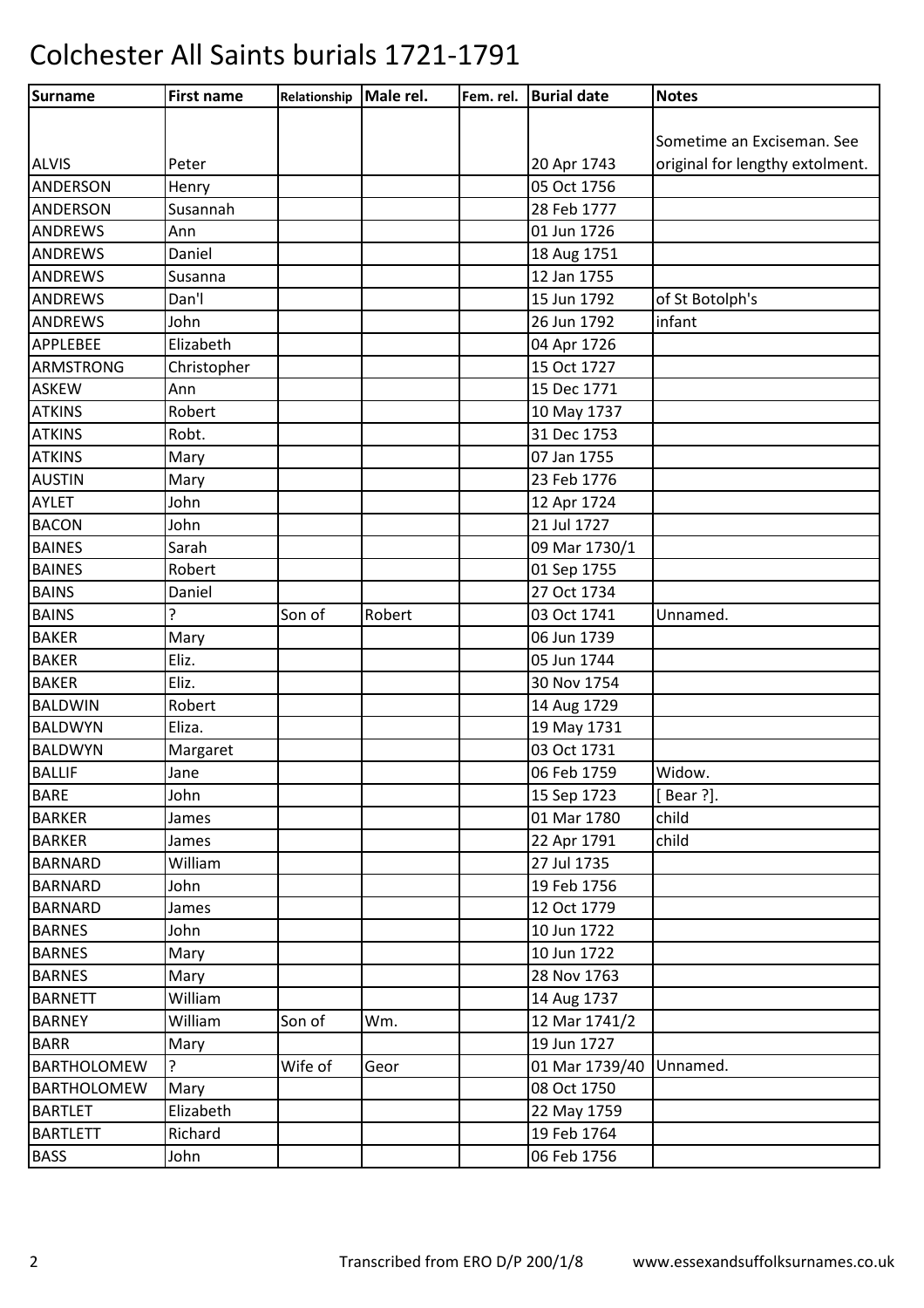# Colchester All Saints burials 1721-1791

| Surname | First name | Relationship | Male rel. | Fem. rel. | Burial date | Notes |
|---|---|---|---|---|---|---|
| ALVIS | Peter | | | | 20 Apr 1743 | Sometime an Exciseman. See original for lengthy extolment. |
| ANDERSON | Henry | | | | 05 Oct 1756 | |
| ANDERSON | Susannah | | | | 28 Feb 1777 | |
| ANDREWS | Ann | | | | 01 Jun 1726 | |
| ANDREWS | Daniel | | | | 18 Aug 1751 | |
| ANDREWS | Susanna | | | | 12 Jan 1755 | |
| ANDREWS | Dan'l | | | | 15 Jun 1792 | of St Botolph's |
| ANDREWS | John | | | | 26 Jun 1792 | infant |
| APPLEBEE | Elizabeth | | | | 04 Apr 1726 | |
| ARMSTRONG | Christopher | | | | 15 Oct 1727 | |
| ASKEW | Ann | | | | 15 Dec 1771 | |
| ATKINS | Robert | | | | 10 May 1737 | |
| ATKINS | Robt. | | | | 31 Dec 1753 | |
| ATKINS | Mary | | | | 07 Jan 1755 | |
| AUSTIN | Mary | | | | 23 Feb 1776 | |
| AYLET | John | | | | 12 Apr 1724 | |
| BACON | John | | | | 21 Jul 1727 | |
| BAINES | Sarah | | | | 09 Mar 1730/1 | |
| BAINES | Robert | | | | 01 Sep 1755 | |
| BAINS | Daniel | | | | 27 Oct 1734 | |
| BAINS | ? | Son of | Robert | | 03 Oct 1741 | Unnamed. |
| BAKER | Mary | | | | 06 Jun 1739 | |
| BAKER | Eliz. | | | | 05 Jun 1744 | |
| BAKER | Eliz. | | | | 30 Nov 1754 | |
| BALDWIN | Robert | | | | 14 Aug 1729 | |
| BALDWYN | Eliza. | | | | 19 May 1731 | |
| BALDWYN | Margaret | | | | 03 Oct 1731 | |
| BALLIF | Jane | | | | 06 Feb 1759 | Widow. |
| BARE | John | | | | 15 Sep 1723 | [ Bear ?]. |
| BARKER | James | | | | 01 Mar 1780 | child |
| BARKER | James | | | | 22 Apr 1791 | child |
| BARNARD | William | | | | 27 Jul 1735 | |
| BARNARD | John | | | | 19 Feb 1756 | |
| BARNARD | James | | | | 12 Oct 1779 | |
| BARNES | John | | | | 10 Jun 1722 | |
| BARNES | Mary | | | | 10 Jun 1722 | |
| BARNES | Mary | | | | 28 Nov 1763 | |
| BARNETT | William | | | | 14 Aug 1737 | |
| BARNEY | William | Son of | Wm. | | 12 Mar 1741/2 | |
| BARR | Mary | | | | 19 Jun 1727 | |
| BARTHOLOMEW | ? | Wife of | Geor | | 01 Mar 1739/40 | Unnamed. |
| BARTHOLOMEW | Mary | | | | 08 Oct 1750 | |
| BARTLET | Elizabeth | | | | 22 May 1759 | |
| BARTLETT | Richard | | | | 19 Feb 1764 | |
| BASS | John | | | | 06 Feb 1756 | |

Transcribed from ERO D/P 200/1/8 www.essexandsuffolksurnames.co.uk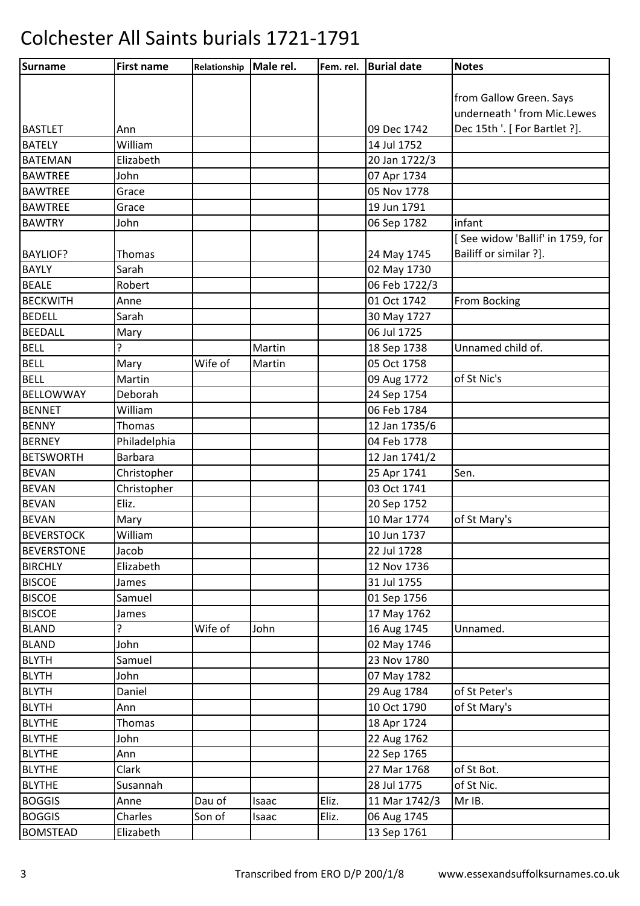# Colchester All Saints burials 1721-1791

| Surname | First name | Relationship | Male rel. | Fem. rel. | Burial date | Notes |
|---|---|---|---|---|---|---|
| BASTLET | Ann | | | | 09 Dec 1742 | from Gallow Green. Says underneath ' from Mic.Lewes Dec 15th '. [ For Bartlet ?]. |
| BATELY | William | | | | 14 Jul 1752 | |
| BATEMAN | Elizabeth | | | | 20 Jan 1722/3 | |
| BAWTREE | John | | | | 07 Apr 1734 | |
| BAWTREE | Grace | | | | 05 Nov 1778 | |
| BAWTREE | Grace | | | | 19 Jun 1791 | |
| BAWTRY | John | | | | 06 Sep 1782 | infant |
| BAYLIOF? | Thomas | | | | 24 May 1745 | [ See widow 'Ballif' in 1759, for Bailiff or similar ?]. |
| BAYLY | Sarah | | | | 02 May 1730 | |
| BEALE | Robert | | | | 06 Feb 1722/3 | |
| BECKWITH | Anne | | | | 01 Oct 1742 | From Bocking |
| BEDELL | Sarah | | | | 30 May 1727 | |
| BEEDALL | Mary | | | | 06 Jul 1725 | |
| BELL | ? | | Martin | | 18 Sep 1738 | Unnamed child of. |
| BELL | Mary | Wife of | Martin | | 05 Oct 1758 | |
| BELL | Martin | | | | 09 Aug 1772 | of St Nic's |
| BELLOWWAY | Deborah | | | | 24 Sep 1754 | |
| BENNET | William | | | | 06 Feb 1784 | |
| BENNY | Thomas | | | | 12 Jan 1735/6 | |
| BERNEY | Philadelphia | | | | 04 Feb 1778 | |
| BETSWORTH | Barbara | | | | 12 Jan 1741/2 | |
| BEVAN | Christopher | | | | 25 Apr 1741 | Sen. |
| BEVAN | Christopher | | | | 03 Oct 1741 | |
| BEVAN | Eliz. | | | | 20 Sep 1752 | |
| BEVAN | Mary | | | | 10 Mar 1774 | of St Mary's |
| BEVERSTOCK | William | | | | 10 Jun 1737 | |
| BEVERSTONE | Jacob | | | | 22 Jul 1728 | |
| BIRCHLY | Elizabeth | | | | 12 Nov 1736 | |
| BISCOE | James | | | | 31 Jul 1755 | |
| BISCOE | Samuel | | | | 01 Sep 1756 | |
| BISCOE | James | | | | 17 May 1762 | |
| BLAND | ? | Wife of | John | | 16 Aug 1745 | Unnamed. |
| BLAND | John | | | | 02 May 1746 | |
| BLYTH | Samuel | | | | 23 Nov 1780 | |
| BLYTH | John | | | | 07 May 1782 | |
| BLYTH | Daniel | | | | 29 Aug 1784 | of St Peter's |
| BLYTH | Ann | | | | 10 Oct 1790 | of St Mary's |
| BLYTHE | Thomas | | | | 18 Apr 1724 | |
| BLYTHE | John | | | | 22 Aug 1762 | |
| BLYTHE | Ann | | | | 22 Sep 1765 | |
| BLYTHE | Clark | | | | 27 Mar 1768 | of St Bot. |
| BLYTHE | Susannah | | | | 28 Jul 1775 | of St Nic. |
| BOGGIS | Anne | Dau of | Isaac | Eliz. | 11 Mar 1742/3 | Mr IB. |
| BOGGIS | Charles | Son of | Isaac | Eliz. | 06 Aug 1745 | |
| BOMSTEAD | Elizabeth | | | | 13 Sep 1761 | |

Transcribed from ERO D/P 200/1/8 www.essexandsuffolksurnames.co.uk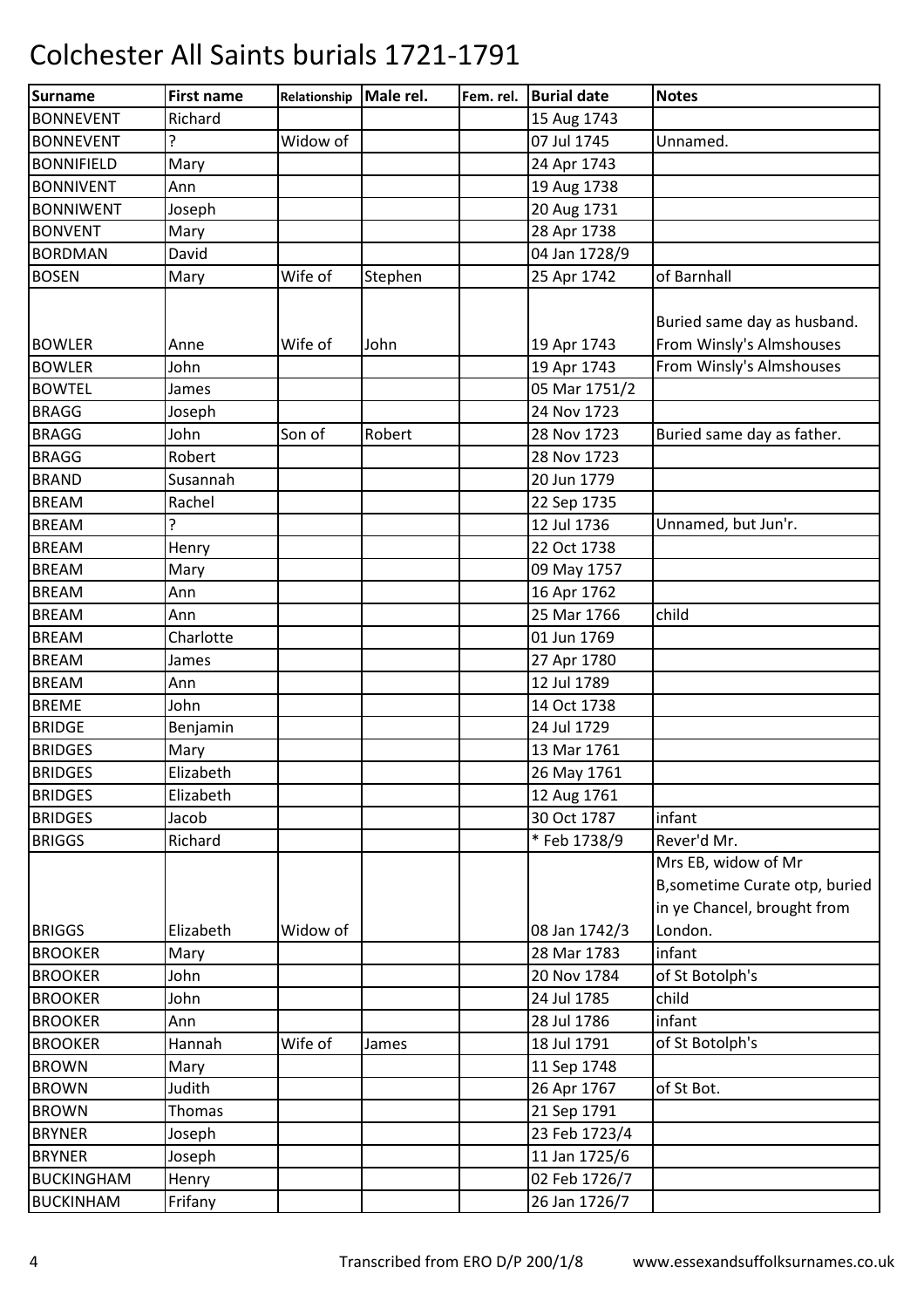# Colchester All Saints burials 1721-1791

| Surname | First name | Relationship | Male rel. | Fem. rel. | Burial date | Notes |
|---|---|---|---|---|---|---|
| BONNEVENT | Richard | | | | 15 Aug 1743 | |
| BONNEVENT | ? | Widow of | | | 07 Jul 1745 | Unnamed. |
| BONNIFIELD | Mary | | | | 24 Apr 1743 | |
| BONNIVENT | Ann | | | | 19 Aug 1738 | |
| BONNIWENT | Joseph | | | | 20 Aug 1731 | |
| BONVENT | Mary | | | | 28 Apr 1738 | |
| BORDMAN | David | | | | 04 Jan 1728/9 | |
| BOSEN | Mary | Wife of | Stephen | | 25 Apr 1742 | of Barnhall |
| BOWLER | Anne | Wife of | John | | 19 Apr 1743 | Buried same day as husband. From Winsly's Almshouses |
| BOWLER | John | | | | 19 Apr 1743 | From Winsly's Almshouses |
| BOWTEL | James | | | | 05 Mar 1751/2 | |
| BRAGG | Joseph | | | | 24 Nov 1723 | |
| BRAGG | John | Son of | Robert | | 28 Nov 1723 | Buried same day as father. |
| BRAGG | Robert | | | | 28 Nov 1723 | |
| BRAND | Susannah | | | | 20 Jun 1779 | |
| BREAM | Rachel | | | | 22 Sep 1735 | |
| BREAM | ? | | | | 12 Jul 1736 | Unnamed, but Jun'r. |
| BREAM | Henry | | | | 22 Oct 1738 | |
| BREAM | Mary | | | | 09 May 1757 | |
| BREAM | Ann | | | | 16 Apr 1762 | |
| BREAM | Ann | | | | 25 Mar 1766 | child |
| BREAM | Charlotte | | | | 01 Jun 1769 | |
| BREAM | James | | | | 27 Apr 1780 | |
| BREAM | Ann | | | | 12 Jul 1789 | |
| BREME | John | | | | 14 Oct 1738 | |
| BRIDGE | Benjamin | | | | 24 Jul 1729 | |
| BRIDGES | Mary | | | | 13 Mar 1761 | |
| BRIDGES | Elizabeth | | | | 26 May 1761 | |
| BRIDGES | Elizabeth | | | | 12 Aug 1761 | |
| BRIDGES | Jacob | | | | 30 Oct 1787 | infant |
| BRIGGS | Richard | | | | * Feb 1738/9 | Rever'd Mr. |
| BRIGGS | Elizabeth | Widow of | | | 08 Jan 1742/3 | Mrs EB, widow of Mr B,sometime Curate otp, buried in ye Chancel, brought from London. |
| BROOKER | Mary | | | | 28 Mar 1783 | infant |
| BROOKER | John | | | | 20 Nov 1784 | of St Botolph's |
| BROOKER | John | | | | 24 Jul 1785 | child |
| BROOKER | Ann | | | | 28 Jul 1786 | infant |
| BROOKER | Hannah | Wife of | James | | 18 Jul 1791 | of St Botolph's |
| BROWN | Mary | | | | 11 Sep 1748 | |
| BROWN | Judith | | | | 26 Apr 1767 | of St Bot. |
| BROWN | Thomas | | | | 21 Sep 1791 | |
| BRYNER | Joseph | | | | 23 Feb 1723/4 | |
| BRYNER | Joseph | | | | 11 Jan 1725/6 | |
| BUCKINGHAM | Henry | | | | 02 Feb 1726/7 | |
| BUCKINHAM | Frifany | | | | 26 Jan 1726/7 | |

Transcribed from ERO D/P 200/1/8 www.essexandsuffolksurnames.co.uk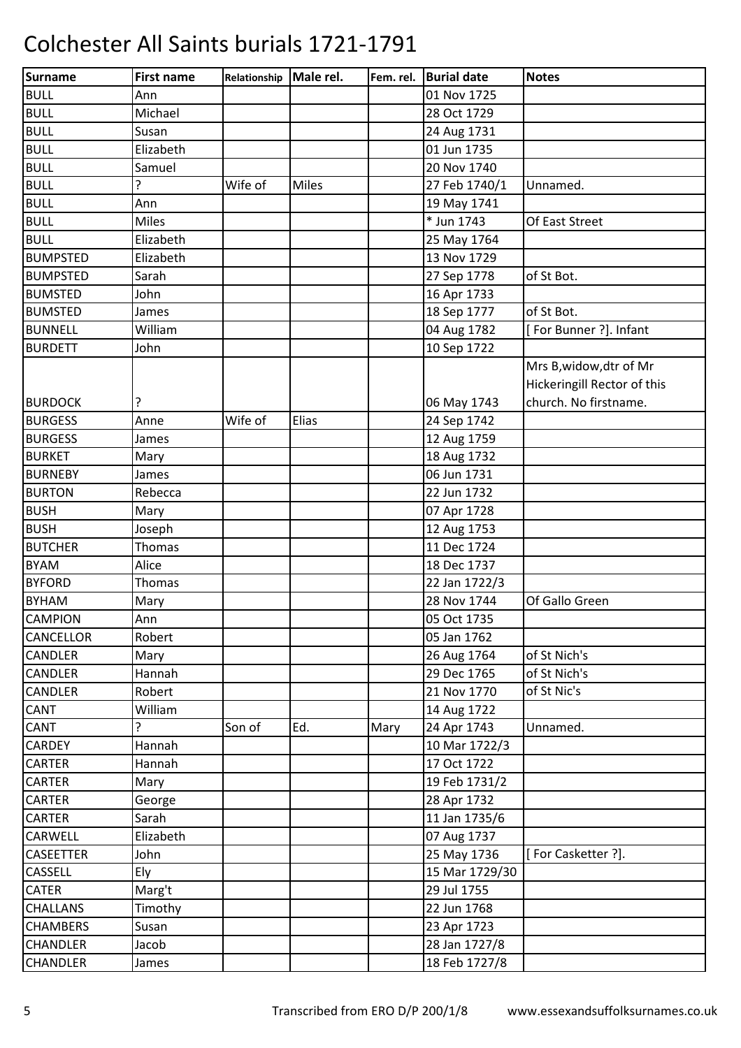# Colchester All Saints burials 1721-1791

| Surname | First name | Relationship | Male rel. | Fem. rel. | Burial date | Notes |
|---|---|---|---|---|---|---|
| BULL | Ann | | | | 01 Nov 1725 | |
| BULL | Michael | | | | 28 Oct 1729 | |
| BULL | Susan | | | | 24 Aug 1731 | |
| BULL | Elizabeth | | | | 01 Jun 1735 | |
| BULL | Samuel | | | | 20 Nov 1740 | |
| BULL | ? | Wife of | Miles | | 27 Feb 1740/1 | Unnamed. |
| BULL | Ann | | | | 19 May 1741 | |
| BULL | Miles | | | | * Jun 1743 | Of East Street |
| BULL | Elizabeth | | | | 25 May 1764 | |
| BUMPSTED | Elizabeth | | | | 13 Nov 1729 | |
| BUMPSTED | Sarah | | | | 27 Sep 1778 | of St Bot. |
| BUMSTED | John | | | | 16 Apr 1733 | |
| BUMSTED | James | | | | 18 Sep 1777 | of St Bot. |
| BUNNELL | William | | | | 04 Aug 1782 | [ For Bunner ?]. Infant |
| BURDETT | John | | | | 10 Sep 1722 | |
| BURDOCK | ? | | | | 06 May 1743 | Mrs B,widow,dtr of Mr Hickeringill Rector of this church. No firstname. |
| BURGESS | Anne | Wife of | Elias | | 24 Sep 1742 | |
| BURGESS | James | | | | 12 Aug 1759 | |
| BURKET | Mary | | | | 18 Aug 1732 | |
| BURNEBY | James | | | | 06 Jun 1731 | |
| BURTON | Rebecca | | | | 22 Jun 1732 | |
| BUSH | Mary | | | | 07 Apr 1728 | |
| BUSH | Joseph | | | | 12 Aug 1753 | |
| BUTCHER | Thomas | | | | 11 Dec 1724 | |
| BYAM | Alice | | | | 18 Dec 1737 | |
| BYFORD | Thomas | | | | 22 Jan 1722/3 | |
| BYHAM | Mary | | | | 28 Nov 1744 | Of Gallo Green |
| CAMPION | Ann | | | | 05 Oct 1735 | |
| CANCELLOR | Robert | | | | 05 Jan 1762 | |
| CANDLER | Mary | | | | 26 Aug 1764 | of St Nich's |
| CANDLER | Hannah | | | | 29 Dec 1765 | of St Nich's |
| CANDLER | Robert | | | | 21 Nov 1770 | of St Nic's |
| CANT | William | | | | 14 Aug 1722 | |
| CANT | ? | Son of | Ed. | Mary | 24 Apr 1743 | Unnamed. |
| CARDEY | Hannah | | | | 10 Mar 1722/3 | |
| CARTER | Hannah | | | | 17 Oct 1722 | |
| CARTER | Mary | | | | 19 Feb 1731/2 | |
| CARTER | George | | | | 28 Apr 1732 | |
| CARTER | Sarah | | | | 11 Jan 1735/6 | |
| CARWELL | Elizabeth | | | | 07 Aug 1737 | |
| CASEETTER | John | | | | 25 May 1736 | [ For Casketter ?]. |
| CASSELL | Ely | | | | 15 Mar 1729/30 | |
| CATER | Marg't | | | | 29 Jul 1755 | |
| CHALLANS | Timothy | | | | 22 Jun 1768 | |
| CHAMBERS | Susan | | | | 23 Apr 1723 | |
| CHANDLER | Jacob | | | | 28 Jan 1727/8 | |
| CHANDLER | James | | | | 18 Feb 1727/8 | |

Transcribed from ERO D/P 200/1/8 www.essexandsuffolksurnames.co.uk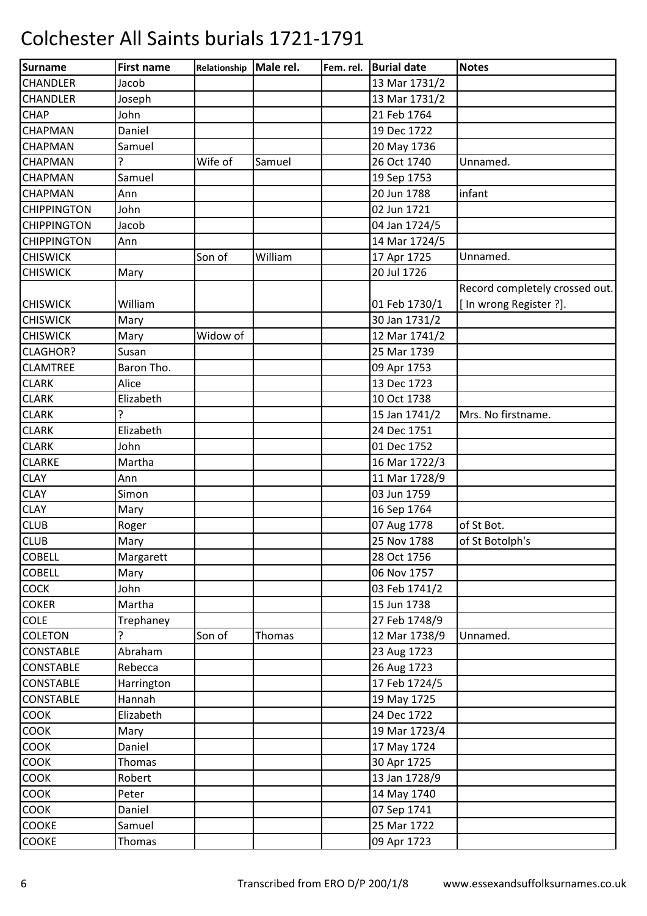# Colchester All Saints burials 1721-1791

| Surname | First name | Relationship | Male rel. | Fem. rel. | Burial date | Notes |
|---|---|---|---|---|---|---|
| CHANDLER | Jacob | | | | 13 Mar 1731/2 | |
| CHANDLER | Joseph | | | | 13 Mar 1731/2 | |
| CHAP | John | | | | 21 Feb 1764 | |
| CHAPMAN | Daniel | | | | 19 Dec 1722 | |
| CHAPMAN | Samuel | | | | 20 May 1736 | |
| CHAPMAN | ? | Wife of | Samuel | | 26 Oct 1740 | Unnamed. |
| CHAPMAN | Samuel | | | | 19 Sep 1753 | |
| CHAPMAN | Ann | | | | 20 Jun 1788 | infant |
| CHIPPINGTON | John | | | | 02 Jun 1721 | |
| CHIPPINGTON | Jacob | | | | 04 Jan 1724/5 | |
| CHIPPINGTON | Ann | | | | 14 Mar 1724/5 | |
| CHISWICK | | Son of | William | | 17 Apr 1725 | Unnamed. |
| CHISWICK | Mary | | | | 20 Jul 1726 | |
| CHISWICK | William | | | | 01 Feb 1730/1 | Record completely crossed out. [ In wrong Register ?]. |
| CHISWICK | Mary | | | | 30 Jan 1731/2 | |
| CHISWICK | Mary | Widow of | | | 12 Mar 1741/2 | |
| CLAGHOR? | Susan | | | | 25 Mar 1739 | |
| CLAMTREE | Baron Tho. | | | | 09 Apr 1753 | |
| CLARK | Alice | | | | 13 Dec 1723 | |
| CLARK | Elizabeth | | | | 10 Oct 1738 | |
| CLARK | ? | | | | 15 Jan 1741/2 | Mrs. No firstname. |
| CLARK | Elizabeth | | | | 24 Dec 1751 | |
| CLARK | John | | | | 01 Dec 1752 | |
| CLARKE | Martha | | | | 16 Mar 1722/3 | |
| CLAY | Ann | | | | 11 Mar 1728/9 | |
| CLAY | Simon | | | | 03 Jun 1759 | |
| CLAY | Mary | | | | 16 Sep 1764 | |
| CLUB | Roger | | | | 07 Aug 1778 | of St Bot. |
| CLUB | Mary | | | | 25 Nov 1788 | of St Botolph's |
| COBELL | Margarett | | | | 28 Oct 1756 | |
| COBELL | Mary | | | | 06 Nov 1757 | |
| COCK | John | | | | 03 Feb 1741/2 | |
| COKER | Martha | | | | 15 Jun 1738 | |
| COLE | Trephaney | | | | 27 Feb 1748/9 | |
| COLETON | ? | Son of | Thomas | | 12 Mar 1738/9 | Unnamed. |
| CONSTABLE | Abraham | | | | 23 Aug 1723 | |
| CONSTABLE | Rebecca | | | | 26 Aug 1723 | |
| CONSTABLE | Harrington | | | | 17 Feb 1724/5 | |
| CONSTABLE | Hannah | | | | 19 May 1725 | |
| COOK | Elizabeth | | | | 24 Dec 1722 | |
| COOK | Mary | | | | 19 Mar 1723/4 | |
| COOK | Daniel | | | | 17 May 1724 | |
| COOK | Thomas | | | | 30 Apr 1725 | |
| COOK | Robert | | | | 13 Jan 1728/9 | |
| COOK | Peter | | | | 14 May 1740 | |
| COOK | Daniel | | | | 07 Sep 1741 | |
| COOKE | Samuel | | | | 25 Mar 1722 | |
| COOKE | Thomas | | | | 09 Apr 1723 | |

Transcribed from ERO D/P 200/1/8 www.essexandsuffolksurnames.co.uk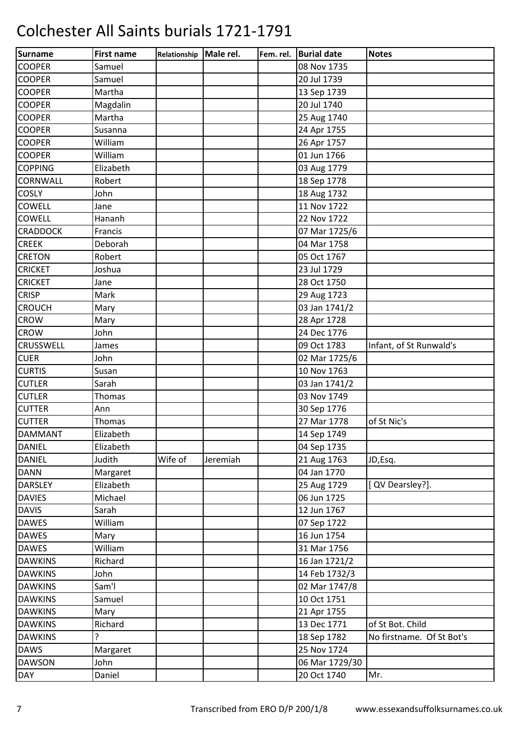# Colchester All Saints burials 1721-1791

| Surname | First name | Relationship | Male rel. | Fem. rel. | Burial date | Notes |
|---|---|---|---|---|---|---|
| COOPER | Samuel | | | | 08 Nov 1735 | |
| COOPER | Samuel | | | | 20 Jul 1739 | |
| COOPER | Martha | | | | 13 Sep 1739 | |
| COOPER | Magdalin | | | | 20 Jul 1740 | |
| COOPER | Martha | | | | 25 Aug 1740 | |
| COOPER | Susanna | | | | 24 Apr 1755 | |
| COOPER | William | | | | 26 Apr 1757 | |
| COOPER | William | | | | 01 Jun 1766 | |
| COPPING | Elizabeth | | | | 03 Aug 1779 | |
| CORNWALL | Robert | | | | 18 Sep 1778 | |
| COSLY | John | | | | 18 Aug 1732 | |
| COWELL | Jane | | | | 11 Nov 1722 | |
| COWELL | Hananh | | | | 22 Nov 1722 | |
| CRADDOCK | Francis | | | | 07 Mar 1725/6 | |
| CREEK | Deborah | | | | 04 Mar 1758 | |
| CRETON | Robert | | | | 05 Oct 1767 | |
| CRICKET | Joshua | | | | 23 Jul 1729 | |
| CRICKET | Jane | | | | 28 Oct 1750 | |
| CRISP | Mark | | | | 29 Aug 1723 | |
| CROUCH | Mary | | | | 03 Jan 1741/2 | |
| CROW | Mary | | | | 28 Apr 1728 | |
| CROW | John | | | | 24 Dec 1776 | |
| CRUSSWELL | James | | | | 09 Oct 1783 | Infant, of St Runwald's |
| CUER | John | | | | 02 Mar 1725/6 | |
| CURTIS | Susan | | | | 10 Nov 1763 | |
| CUTLER | Sarah | | | | 03 Jan 1741/2 | |
| CUTLER | Thomas | | | | 03 Nov 1749 | |
| CUTTER | Ann | | | | 30 Sep 1776 | |
| CUTTER | Thomas | | | | 27 Mar 1778 | of St Nic's |
| DAMMANT | Elizabeth | | | | 14 Sep 1749 | |
| DANIEL | Elizabeth | | | | 04 Sep 1735 | |
| DANIEL | Judith | Wife of | Jeremiah | | 21 Aug 1763 | JD,Esq. |
| DANN | Margaret | | | | 04 Jan 1770 | |
| DARSLEY | Elizabeth | | | | 25 Aug 1729 | [ QV Dearsley?]. |
| DAVIES | Michael | | | | 06 Jun 1725 | |
| DAVIS | Sarah | | | | 12 Jun 1767 | |
| DAWES | William | | | | 07 Sep 1722 | |
| DAWES | Mary | | | | 16 Jun 1754 | |
| DAWES | William | | | | 31 Mar 1756 | |
| DAWKINS | Richard | | | | 16 Jan 1721/2 | |
| DAWKINS | John | | | | 14 Feb 1732/3 | |
| DAWKINS | Sam'l | | | | 02 Mar 1747/8 | |
| DAWKINS | Samuel | | | | 10 Oct 1751 | |
| DAWKINS | Mary | | | | 21 Apr 1755 | |
| DAWKINS | Richard | | | | 13 Dec 1771 | of St Bot. Child |
| DAWKINS | ? | | | | 18 Sep 1782 | No firstname. Of St Bot's |
| DAWS | Margaret | | | | 25 Nov 1724 | |
| DAWSON | John | | | | 06 Mar 1729/30 | |
| DAY | Daniel | | | | 20 Oct 1740 | Mr. |

Transcribed from ERO D/P 200/1/8    www.essexandsuffolksurnames.co.uk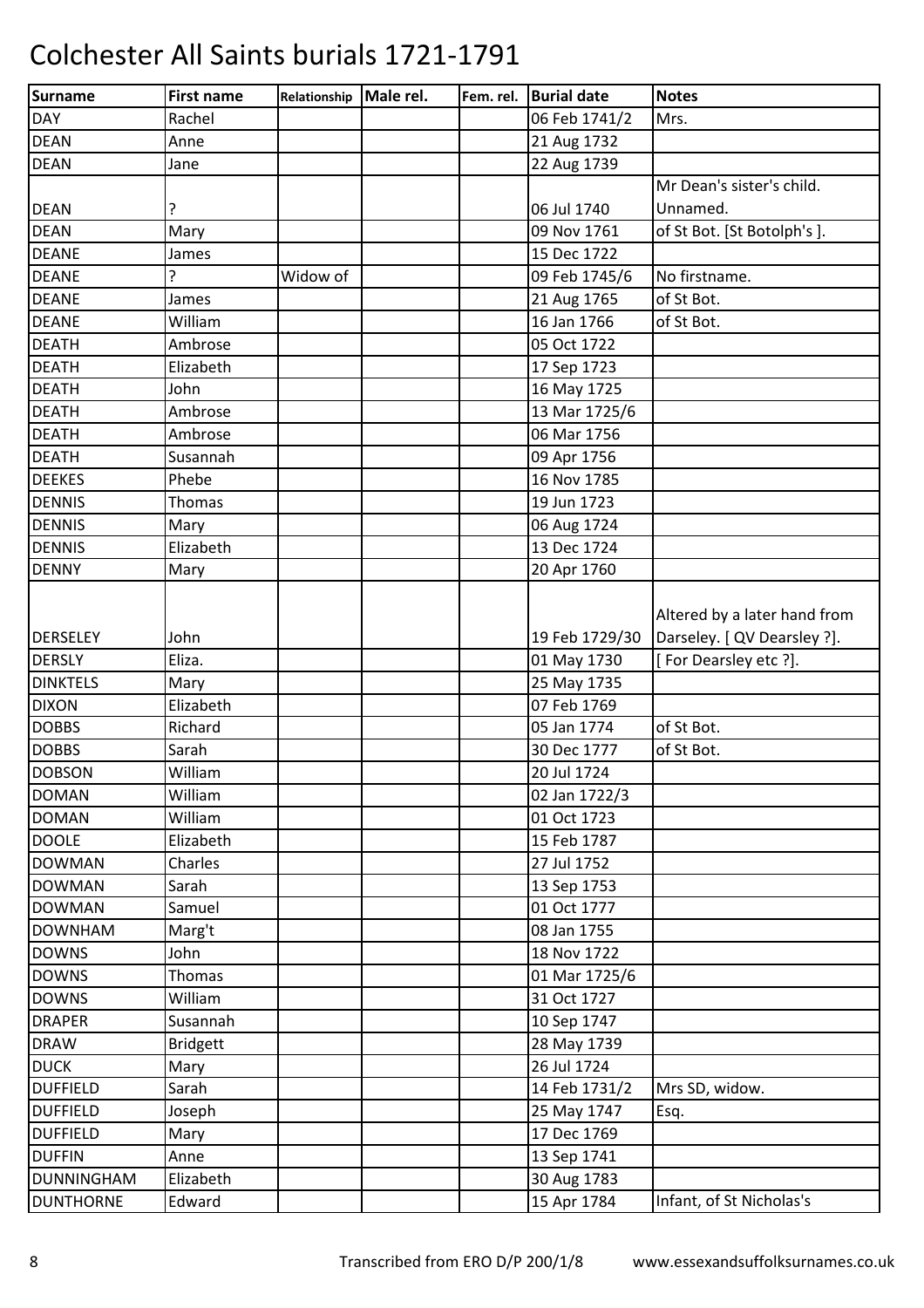# Colchester All Saints burials 1721-1791

| Surname | First name | Relationship | Male rel. | Fem. rel. | Burial date | Notes |
|---|---|---|---|---|---|---|
| DAY | Rachel | | | | 06 Feb 1741/2 | Mrs. |
| DEAN | Anne | | | | 21 Aug 1732 | |
| DEAN | Jane | | | | 22 Aug 1739 | |
| DEAN | ? | | | | 06 Jul 1740 | Mr Dean's sister's child. Unnamed. |
| DEAN | Mary | | | | 09 Nov 1761 | of St Bot. [St Botolph's ]. |
| DEANE | James | | | | 15 Dec 1722 | |
| DEANE | ? | Widow of | | | 09 Feb 1745/6 | No firstname. |
| DEANE | James | | | | 21 Aug 1765 | of St Bot. |
| DEANE | William | | | | 16 Jan 1766 | of St Bot. |
| DEATH | Ambrose | | | | 05 Oct 1722 | |
| DEATH | Elizabeth | | | | 17 Sep 1723 | |
| DEATH | John | | | | 16 May 1725 | |
| DEATH | Ambrose | | | | 13 Mar 1725/6 | |
| DEATH | Ambrose | | | | 06 Mar 1756 | |
| DEATH | Susannah | | | | 09 Apr 1756 | |
| DEEKES | Phebe | | | | 16 Nov 1785 | |
| DENNIS | Thomas | | | | 19 Jun 1723 | |
| DENNIS | Mary | | | | 06 Aug 1724 | |
| DENNIS | Elizabeth | | | | 13 Dec 1724 | |
| DENNY | Mary | | | | 20 Apr 1760 | |
| DERSELEY | John | | | | 19 Feb 1729/30 | Altered by a later hand from Darseley. [ QV Dearsley ?]. |
| DERSLY | Eliza. | | | | 01 May 1730 | [ For Dearsley etc ?]. |
| DINKTELS | Mary | | | | 25 May 1735 | |
| DIXON | Elizabeth | | | | 07 Feb 1769 | |
| DOBBS | Richard | | | | 05 Jan 1774 | of St Bot. |
| DOBBS | Sarah | | | | 30 Dec 1777 | of St Bot. |
| DOBSON | William | | | | 20 Jul 1724 | |
| DOMAN | William | | | | 02 Jan 1722/3 | |
| DOMAN | William | | | | 01 Oct 1723 | |
| DOOLE | Elizabeth | | | | 15 Feb 1787 | |
| DOWMAN | Charles | | | | 27 Jul 1752 | |
| DOWMAN | Sarah | | | | 13 Sep 1753 | |
| DOWMAN | Samuel | | | | 01 Oct 1777 | |
| DOWNHAM | Marg't | | | | 08 Jan 1755 | |
| DOWNS | John | | | | 18 Nov 1722 | |
| DOWNS | Thomas | | | | 01 Mar 1725/6 | |
| DOWNS | William | | | | 31 Oct 1727 | |
| DRAPER | Susannah | | | | 10 Sep 1747 | |
| DRAW | Bridgett | | | | 28 May 1739 | |
| DUCK | Mary | | | | 26 Jul 1724 | |
| DUFFIELD | Sarah | | | | 14 Feb 1731/2 | Mrs SD, widow. |
| DUFFIELD | Joseph | | | | 25 May 1747 | Esq. |
| DUFFIELD | Mary | | | | 17 Dec 1769 | |
| DUFFIN | Anne | | | | 13 Sep 1741 | |
| DUNNINGHAM | Elizabeth | | | | 30 Aug 1783 | |
| DUNTHORNE | Edward | | | | 15 Apr 1784 | Infant, of St Nicholas's |

Transcribed from ERO D/P 200/1/8 www.essexandsuffolksurnames.co.uk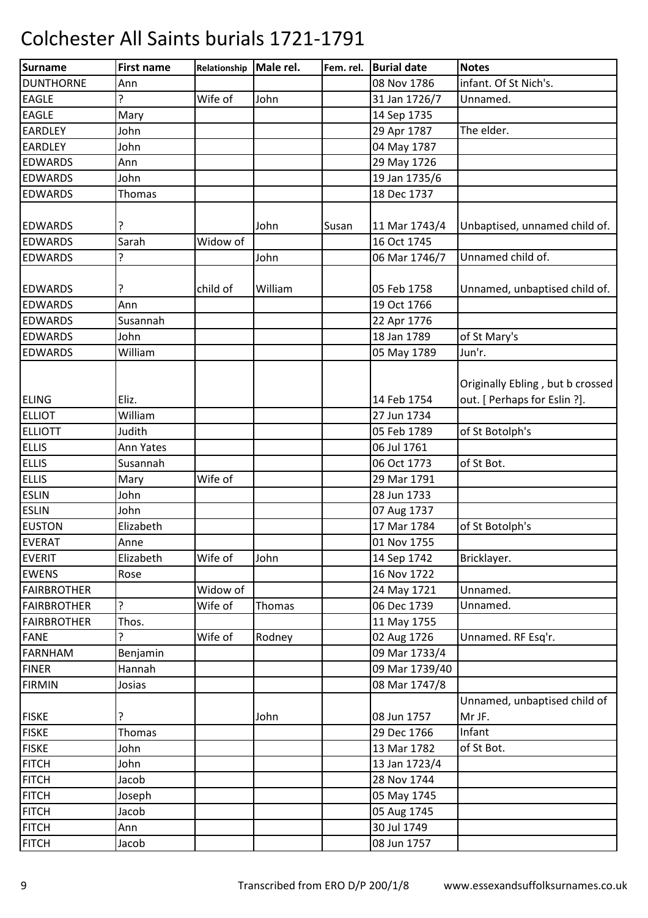# Colchester All Saints burials 1721-1791

| Surname | First name | Relationship | Male rel. | Fem. rel. | Burial date | Notes |
|---|---|---|---|---|---|---|
| DUNTHORNE | Ann | | | | 08 Nov 1786 | infant. Of St Nich's. |
| EAGLE | ? | Wife of | John | | 31 Jan 1726/7 | Unnamed. |
| EAGLE | Mary | | | | 14 Sep 1735 | |
| EARDLEY | John | | | | 29 Apr 1787 | The elder. |
| EARDLEY | John | | | | 04 May 1787 | |
| EDWARDS | Ann | | | | 29 May 1726 | |
| EDWARDS | John | | | | 19 Jan 1735/6 | |
| EDWARDS | Thomas | | | | 18 Dec 1737 | |
| EDWARDS | ? | | John | Susan | 11 Mar 1743/4 | Unbaptised, unnamed child of. |
| EDWARDS | Sarah | Widow of | | | 16 Oct 1745 | |
| EDWARDS | ? | | John | | 06 Mar 1746/7 | Unnamed child of. |
| EDWARDS | ? | child of | William | | 05 Feb 1758 | Unnamed, unbaptised child of. |
| EDWARDS | Ann | | | | 19 Oct 1766 | |
| EDWARDS | Susannah | | | | 22 Apr 1776 | |
| EDWARDS | John | | | | 18 Jan 1789 | of St Mary's |
| EDWARDS | William | | | | 05 May 1789 | Jun'r. |
| ELING | Eliz. | | | | 14 Feb 1754 | Originally Ebling , but b crossed out. [ Perhaps for Eslin ?]. |
| ELLIOT | William | | | | 27 Jun 1734 | |
| ELLIOTT | Judith | | | | 05 Feb 1789 | of St Botolph's |
| ELLIS | Ann Yates | | | | 06 Jul 1761 | |
| ELLIS | Susannah | | | | 06 Oct 1773 | of St Bot. |
| ELLIS | Mary | Wife of | | | 29 Mar 1791 | |
| ESLIN | John | | | | 28 Jun 1733 | |
| ESLIN | John | | | | 07 Aug 1737 | |
| EUSTON | Elizabeth | | | | 17 Mar 1784 | of St Botolph's |
| EVERAT | Anne | | | | 01 Nov 1755 | |
| EVERIT | Elizabeth | Wife of | John | | 14 Sep 1742 | Bricklayer. |
| EWENS | Rose | | | | 16 Nov 1722 | |
| FAIRBROTHER | | Widow of | | | 24 May 1721 | Unnamed. |
| FAIRBROTHER | ? | Wife of | Thomas | | 06 Dec 1739 | Unnamed. |
| FAIRBROTHER | Thos. | | | | 11 May 1755 | |
| FANE | ? | Wife of | Rodney | | 02 Aug 1726 | Unnamed. RF Esq'r. |
| FARNHAM | Benjamin | | | | 09 Mar 1733/4 | |
| FINER | Hannah | | | | 09 Mar 1739/40 | |
| FIRMIN | Josias | | | | 08 Mar 1747/8 | |
| FISKE | ? | | John | | 08 Jun 1757 | Unnamed, unbaptised child of Mr JF. |
| FISKE | Thomas | | | | 29 Dec 1766 | Infant |
| FISKE | John | | | | 13 Mar 1782 | of St Bot. |
| FITCH | John | | | | 13 Jan 1723/4 | |
| FITCH | Jacob | | | | 28 Nov 1744 | |
| FITCH | Joseph | | | | 05 May 1745 | |
| FITCH | Jacob | | | | 05 Aug 1745 | |
| FITCH | Ann | | | | 30 Jul 1749 | |
| FITCH | Jacob | | | | 08 Jun 1757 | |

Transcribed from ERO D/P 200/1/8 www.essexandsuffolksurnames.co.uk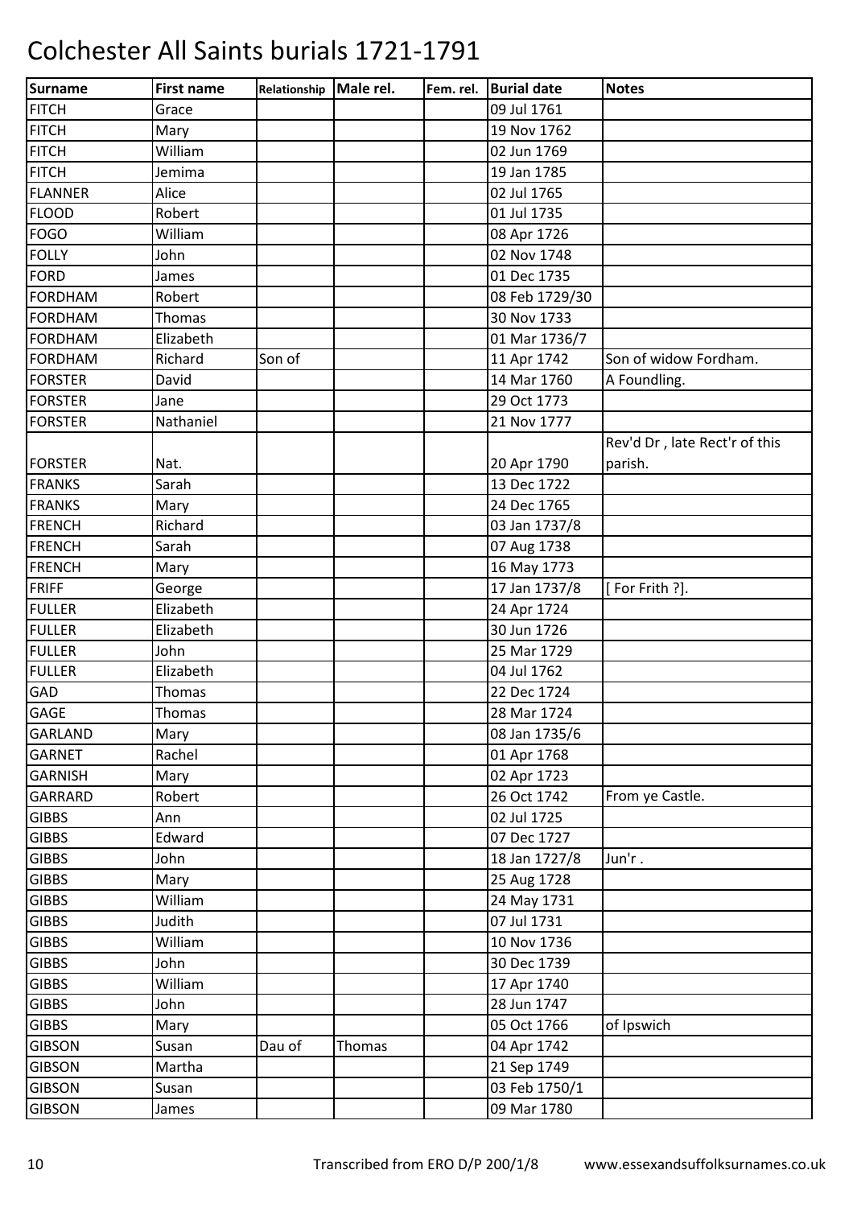# Colchester All Saints burials 1721-1791

| Surname | First name | Relationship | Male rel. | Fem. rel. | Burial date | Notes |
|---|---|---|---|---|---|---|
| FITCH | Grace | | | | 09 Jul 1761 | |
| FITCH | Mary | | | | 19 Nov 1762 | |
| FITCH | William | | | | 02 Jun 1769 | |
| FITCH | Jemima | | | | 19 Jan 1785 | |
| FLANNER | Alice | | | | 02 Jul 1765 | |
| FLOOD | Robert | | | | 01 Jul 1735 | |
| FOGO | William | | | | 08 Apr 1726 | |
| FOLLY | John | | | | 02 Nov 1748 | |
| FORD | James | | | | 01 Dec 1735 | |
| FORDHAM | Robert | | | | 08 Feb 1729/30 | |
| FORDHAM | Thomas | | | | 30 Nov 1733 | |
| FORDHAM | Elizabeth | | | | 01 Mar 1736/7 | |
| FORDHAM | Richard | Son of | | | 11 Apr 1742 | Son of widow Fordham. |
| FORSTER | David | | | | 14 Mar 1760 | A Foundling. |
| FORSTER | Jane | | | | 29 Oct 1773 | |
| FORSTER | Nathaniel | | | | 21 Nov 1777 | |
| FORSTER | Nat. | | | | 20 Apr 1790 | Rev'd Dr , late Rect'r of this parish. |
| FRANKS | Sarah | | | | 13 Dec 1722 | |
| FRANKS | Mary | | | | 24 Dec 1765 | |
| FRENCH | Richard | | | | 03 Jan 1737/8 | |
| FRENCH | Sarah | | | | 07 Aug 1738 | |
| FRENCH | Mary | | | | 16 May 1773 | |
| FRIFF | George | | | | 17 Jan 1737/8 | [ For Frith ?]. |
| FULLER | Elizabeth | | | | 24 Apr 1724 | |
| FULLER | Elizabeth | | | | 30 Jun 1726 | |
| FULLER | John | | | | 25 Mar 1729 | |
| FULLER | Elizabeth | | | | 04 Jul 1762 | |
| GAD | Thomas | | | | 22 Dec 1724 | |
| GAGE | Thomas | | | | 28 Mar 1724 | |
| GARLAND | Mary | | | | 08 Jan 1735/6 | |
| GARNET | Rachel | | | | 01 Apr 1768 | |
| GARNISH | Mary | | | | 02 Apr 1723 | |
| GARRARD | Robert | | | | 26 Oct 1742 | From ye Castle. |
| GIBBS | Ann | | | | 02 Jul 1725 | |
| GIBBS | Edward | | | | 07 Dec 1727 | |
| GIBBS | John | | | | 18 Jan 1727/8 | Jun'r . |
| GIBBS | Mary | | | | 25 Aug 1728 | |
| GIBBS | William | | | | 24 May 1731 | |
| GIBBS | Judith | | | | 07 Jul 1731 | |
| GIBBS | William | | | | 10 Nov 1736 | |
| GIBBS | John | | | | 30 Dec 1739 | |
| GIBBS | William | | | | 17 Apr 1740 | |
| GIBBS | John | | | | 28 Jun 1747 | |
| GIBBS | Mary | | | | 05 Oct 1766 | of Ipswich |
| GIBSON | Susan | Dau of | Thomas | | 04 Apr 1742 | |
| GIBSON | Martha | | | | 21 Sep 1749 | |
| GIBSON | Susan | | | | 03 Feb 1750/1 | |
| GIBSON | James | | | | 09 Mar 1780 | |

Transcribed from ERO D/P 200/1/8 www.essexandsuffolksurnames.co.uk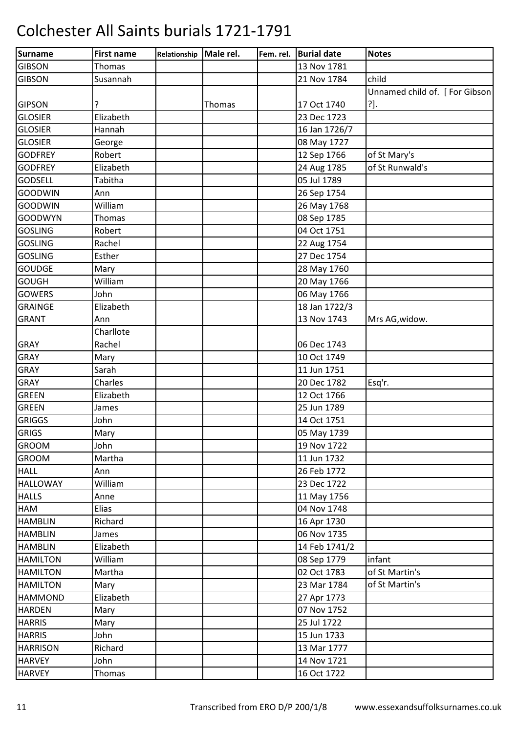# Colchester All Saints burials 1721-1791

| Surname | First name | Relationship | Male rel. | Fem. rel. | Burial date | Notes |
|---|---|---|---|---|---|---|
| GIBSON | Thomas | | | | 13 Nov 1781 | |
| GIBSON | Susannah | | | | 21 Nov 1784 | child |
| GIPSON | ? | | Thomas | | 17 Oct 1740 | Unnamed child of. [ For Gibson ?]. |
| GLOSIER | Elizabeth | | | | 23 Dec 1723 | |
| GLOSIER | Hannah | | | | 16 Jan 1726/7 | |
| GLOSIER | George | | | | 08 May 1727 | |
| GODFREY | Robert | | | | 12 Sep 1766 | of St Mary's |
| GODFREY | Elizabeth | | | | 24 Aug 1785 | of St Runwald's |
| GODSELL | Tabitha | | | | 05 Jul 1789 | |
| GOODWIN | Ann | | | | 26 Sep 1754 | |
| GOODWIN | William | | | | 26 May 1768 | |
| GOODWYN | Thomas | | | | 08 Sep 1785 | |
| GOSLING | Robert | | | | 04 Oct 1751 | |
| GOSLING | Rachel | | | | 22 Aug 1754 | |
| GOSLING | Esther | | | | 27 Dec 1754 | |
| GOUDGE | Mary | | | | 28 May 1760 | |
| GOUGH | William | | | | 20 May 1766 | |
| GOWERS | John | | | | 06 May 1766 | |
| GRAINGE | Elizabeth | | | | 18 Jan 1722/3 | |
| GRANT | Ann | | | | 13 Nov 1743 | Mrs AG,widow. |
| GRAY | Charllote Rachel | | | | 06 Dec 1743 | |
| GRAY | Mary | | | | 10 Oct 1749 | |
| GRAY | Sarah | | | | 11 Jun 1751 | |
| GRAY | Charles | | | | 20 Dec 1782 | Esq'r. |
| GREEN | Elizabeth | | | | 12 Oct 1766 | |
| GREEN | James | | | | 25 Jun 1789 | |
| GRIGGS | John | | | | 14 Oct 1751 | |
| GRIGS | Mary | | | | 05 May 1739 | |
| GROOM | John | | | | 19 Nov 1722 | |
| GROOM | Martha | | | | 11 Jun 1732 | |
| HALL | Ann | | | | 26 Feb 1772 | |
| HALLOWAY | William | | | | 23 Dec 1722 | |
| HALLS | Anne | | | | 11 May 1756 | |
| HAM | Elias | | | | 04 Nov 1748 | |
| HAMBLIN | Richard | | | | 16 Apr 1730 | |
| HAMBLIN | James | | | | 06 Nov 1735 | |
| HAMBLIN | Elizabeth | | | | 14 Feb 1741/2 | |
| HAMILTON | William | | | | 08 Sep 1779 | infant |
| HAMILTON | Martha | | | | 02 Oct 1783 | of St Martin's |
| HAMILTON | Mary | | | | 23 Mar 1784 | of St Martin's |
| HAMMOND | Elizabeth | | | | 27 Apr 1773 | |
| HARDEN | Mary | | | | 07 Nov 1752 | |
| HARRIS | Mary | | | | 25 Jul 1722 | |
| HARRIS | John | | | | 15 Jun 1733 | |
| HARRISON | Richard | | | | 13 Mar 1777 | |
| HARVEY | John | | | | 14 Nov 1721 | |
| HARVEY | Thomas | | | | 16 Oct 1722 | |

Transcribed from ERO D/P 200/1/8 www.essexandsuffolksurnames.co.uk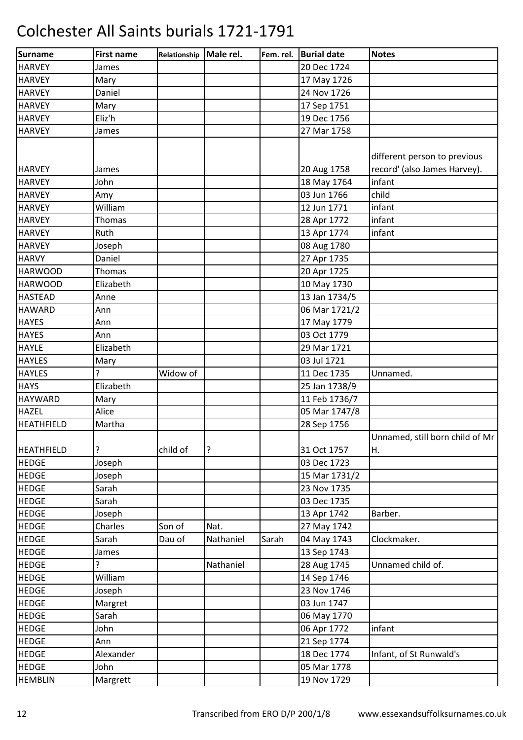# Colchester All Saints burials 1721-1791

| Surname | First name | Relationship | Male rel. | Fem. rel. | Burial date | Notes |
|---|---|---|---|---|---|---|
| HARVEY | James | | | | 20 Dec 1724 | |
| HARVEY | Mary | | | | 17 May 1726 | |
| HARVEY | Daniel | | | | 24 Nov 1726 | |
| HARVEY | Mary | | | | 17 Sep 1751 | |
| HARVEY | Eliz'h | | | | 19 Dec 1756 | |
| HARVEY | James | | | | 27 Mar 1758 | |
| HARVEY | James | | | | 20 Aug 1758 | different person to previous record' (also James Harvey). |
| HARVEY | John | | | | 18 May 1764 | infant |
| HARVEY | Amy | | | | 03 Jun 1766 | child |
| HARVEY | William | | | | 12 Jun 1771 | infant |
| HARVEY | Thomas | | | | 28 Apr 1772 | infant |
| HARVEY | Ruth | | | | 13 Apr 1774 | infant |
| HARVEY | Joseph | | | | 08 Aug 1780 | |
| HARVY | Daniel | | | | 27 Apr 1735 | |
| HARWOOD | Thomas | | | | 20 Apr 1725 | |
| HARWOOD | Elizabeth | | | | 10 May 1730 | |
| HASTEAD | Anne | | | | 13 Jan 1734/5 | |
| HAWARD | Ann | | | | 06 Mar 1721/2 | |
| HAYES | Ann | | | | 17 May 1779 | |
| HAYES | Ann | | | | 03 Oct 1779 | |
| HAYLE | Elizabeth | | | | 29 Mar 1721 | |
| HAYLES | Mary | | | | 03 Jul 1721 | |
| HAYLES | ? | Widow of | | | 11 Dec 1735 | Unnamed. |
| HAYS | Elizabeth | | | | 25 Jan 1738/9 | |
| HAYWARD | Mary | | | | 11 Feb 1736/7 | |
| HAZEL | Alice | | | | 05 Mar 1747/8 | |
| HEATHFIELD | Martha | | | | 28 Sep 1756 | |
| HEATHFIELD | ? | child of | ? | | 31 Oct 1757 | Unnamed, still born child of Mr H. |
| HEDGE | Joseph | | | | 03 Dec 1723 | |
| HEDGE | Joseph | | | | 15 Mar 1731/2 | |
| HEDGE | Sarah | | | | 23 Nov 1735 | |
| HEDGE | Sarah | | | | 03 Dec 1735 | |
| HEDGE | Joseph | | | | 13 Apr 1742 | Barber. |
| HEDGE | Charles | Son of | Nat. | | 27 May 1742 | |
| HEDGE | Sarah | Dau of | Nathaniel | Sarah | 04 May 1743 | Clockmaker. |
| HEDGE | James | | | | 13 Sep 1743 | |
| HEDGE | ? | | Nathaniel | | 28 Aug 1745 | Unnamed child of. |
| HEDGE | William | | | | 14 Sep 1746 | |
| HEDGE | Joseph | | | | 23 Nov 1746 | |
| HEDGE | Margret | | | | 03 Jun 1747 | |
| HEDGE | Sarah | | | | 06 May 1770 | |
| HEDGE | John | | | | 06 Apr 1772 | infant |
| HEDGE | Ann | | | | 21 Sep 1774 | |
| HEDGE | Alexander | | | | 18 Dec 1774 | Infant, of St Runwald's |
| HEDGE | John | | | | 05 Mar 1778 | |
| HEMBLIN | Margrett | | | | 19 Nov 1729 | |

Transcribed from ERO D/P 200/1/8 www.essexandsuffolksurnames.co.uk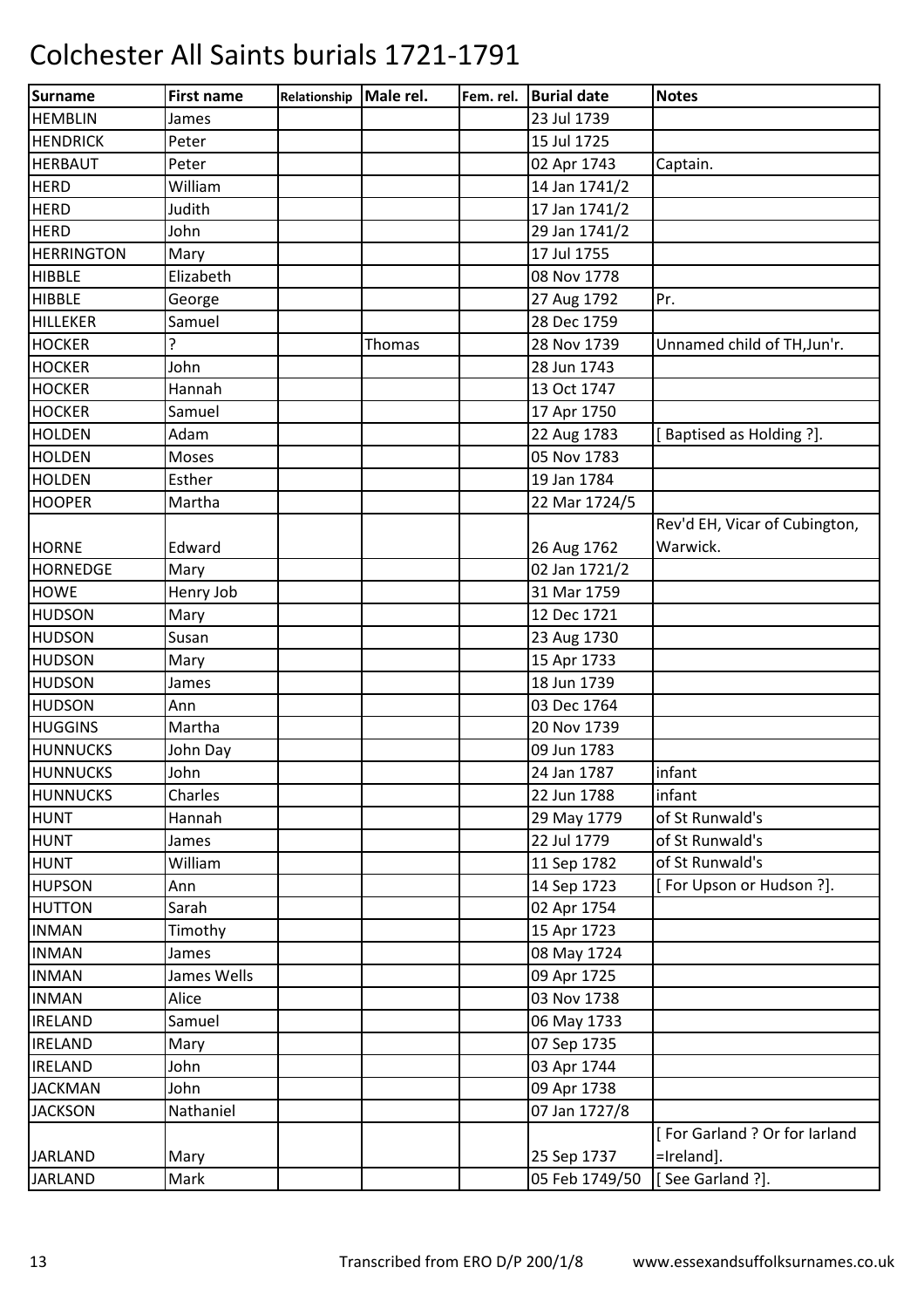# Colchester All Saints burials 1721-1791

| Surname | First name | Relationship | Male rel. | Fem. rel. | Burial date | Notes |
|---|---|---|---|---|---|---|
| HEMBLIN | James | | | | 23 Jul 1739 | |
| HENDRICK | Peter | | | | 15 Jul 1725 | |
| HERBAUT | Peter | | | | 02 Apr 1743 | Captain. |
| HERD | William | | | | 14 Jan 1741/2 | |
| HERD | Judith | | | | 17 Jan 1741/2 | |
| HERD | John | | | | 29 Jan 1741/2 | |
| HERRINGTON | Mary | | | | 17 Jul 1755 | |
| HIBBLE | Elizabeth | | | | 08 Nov 1778 | |
| HIBBLE | George | | | | 27 Aug 1792 | Pr. |
| HILLEKER | Samuel | | | | 28 Dec 1759 | |
| HOCKER | ? | | Thomas | | 28 Nov 1739 | Unnamed child of TH,Jun'r. |
| HOCKER | John | | | | 28 Jun 1743 | |
| HOCKER | Hannah | | | | 13 Oct 1747 | |
| HOCKER | Samuel | | | | 17 Apr 1750 | |
| HOLDEN | Adam | | | | 22 Aug 1783 | [ Baptised as Holding ?]. |
| HOLDEN | Moses | | | | 05 Nov 1783 | |
| HOLDEN | Esther | | | | 19 Jan 1784 | |
| HOOPER | Martha | | | | 22 Mar 1724/5 | |
| HORNE | Edward | | | | 26 Aug 1762 | Rev'd EH, Vicar of Cubington, Warwick. |
| HORNEDGE | Mary | | | | 02 Jan 1721/2 | |
| HOWE | Henry Job | | | | 31 Mar 1759 | |
| HUDSON | Mary | | | | 12 Dec 1721 | |
| HUDSON | Susan | | | | 23 Aug 1730 | |
| HUDSON | Mary | | | | 15 Apr 1733 | |
| HUDSON | James | | | | 18 Jun 1739 | |
| HUDSON | Ann | | | | 03 Dec 1764 | |
| HUGGINS | Martha | | | | 20 Nov 1739 | |
| HUNNUCKS | John Day | | | | 09 Jun 1783 | |
| HUNNUCKS | John | | | | 24 Jan 1787 | infant |
| HUNNUCKS | Charles | | | | 22 Jun 1788 | infant |
| HUNT | Hannah | | | | 29 May 1779 | of St Runwald's |
| HUNT | James | | | | 22 Jul 1779 | of St Runwald's |
| HUNT | William | | | | 11 Sep 1782 | of St Runwald's |
| HUPSON | Ann | | | | 14 Sep 1723 | [ For Upson or Hudson ?]. |
| HUTTON | Sarah | | | | 02 Apr 1754 | |
| INMAN | Timothy | | | | 15 Apr 1723 | |
| INMAN | James | | | | 08 May 1724 | |
| INMAN | James Wells | | | | 09 Apr 1725 | |
| INMAN | Alice | | | | 03 Nov 1738 | |
| IRELAND | Samuel | | | | 06 May 1733 | |
| IRELAND | Mary | | | | 07 Sep 1735 | |
| IRELAND | John | | | | 03 Apr 1744 | |
| JACKMAN | John | | | | 09 Apr 1738 | |
| JACKSON | Nathaniel | | | | 07 Jan 1727/8 | |
| JARLAND | Mary | | | | 25 Sep 1737 | [ For Garland ? Or for Iarland =Ireland]. |
| JARLAND | Mark | | | | 05 Feb 1749/50 | [ See Garland ?]. |

Transcribed from ERO D/P 200/1/8 www.essexandsuffolksurnames.co.uk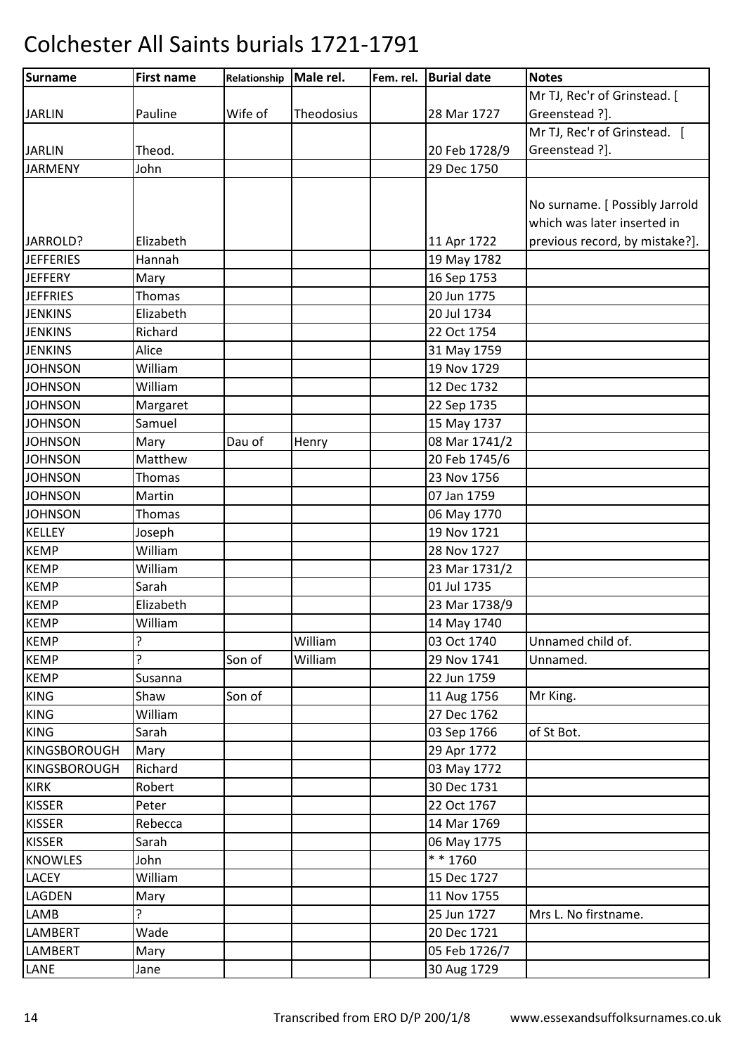# Colchester All Saints burials 1721-1791

| Surname | First name | Relationship | Male rel. | Fem. rel. | Burial date | Notes |
|---|---|---|---|---|---|---|
| JARLIN | Pauline | Wife of | Theodosius | | 28 Mar 1727 | Mr TJ, Rec'r of Grinstead. [ Greenstead ?]. |
| JARLIN | Theod. | | | | 20 Feb 1728/9 | Mr TJ, Rec'r of Grinstead. [ Greenstead ?]. |
| JARMENY | John | | | | 29 Dec 1750 | |
| JARROLD? | Elizabeth | | | | 11 Apr 1722 | No surname. [ Possibly Jarrold which was later inserted in previous record, by mistake?]. |
| JEFFERIES | Hannah | | | | 19 May 1782 | |
| JEFFERY | Mary | | | | 16 Sep 1753 | |
| JEFFRIES | Thomas | | | | 20 Jun 1775 | |
| JENKINS | Elizabeth | | | | 20 Jul 1734 | |
| JENKINS | Richard | | | | 22 Oct 1754 | |
| JENKINS | Alice | | | | 31 May 1759 | |
| JOHNSON | William | | | | 19 Nov 1729 | |
| JOHNSON | William | | | | 12 Dec 1732 | |
| JOHNSON | Margaret | | | | 22 Sep 1735 | |
| JOHNSON | Samuel | | | | 15 May 1737 | |
| JOHNSON | Mary | Dau of | Henry | | 08 Mar 1741/2 | |
| JOHNSON | Matthew | | | | 20 Feb 1745/6 | |
| JOHNSON | Thomas | | | | 23 Nov 1756 | |
| JOHNSON | Martin | | | | 07 Jan 1759 | |
| JOHNSON | Thomas | | | | 06 May 1770 | |
| KELLEY | Joseph | | | | 19 Nov 1721 | |
| KEMP | William | | | | 28 Nov 1727 | |
| KEMP | William | | | | 23 Mar 1731/2 | |
| KEMP | Sarah | | | | 01 Jul 1735 | |
| KEMP | Elizabeth | | | | 23 Mar 1738/9 | |
| KEMP | William | | | | 14 May 1740 | |
| KEMP | ? | | William | | 03 Oct 1740 | Unnamed child of. |
| KEMP | ? | Son of | William | | 29 Nov 1741 | Unnamed. |
| KEMP | Susanna | | | | 22 Jun 1759 | |
| KING | Shaw | Son of | | | 11 Aug 1756 | Mr King. |
| KING | William | | | | 27 Dec 1762 | |
| KING | Sarah | | | | 03 Sep 1766 | of St Bot. |
| KINGSBOROUGH | Mary | | | | 29 Apr 1772 | |
| KINGSBOROUGH | Richard | | | | 03 May 1772 | |
| KIRK | Robert | | | | 30 Dec 1731 | |
| KISSER | Peter | | | | 22 Oct 1767 | |
| KISSER | Rebecca | | | | 14 Mar 1769 | |
| KISSER | Sarah | | | | 06 May 1775 | |
| KNOWLES | John | | | | * * 1760 | |
| LACEY | William | | | | 15 Dec 1727 | |
| LAGDEN | Mary | | | | 11 Nov 1755 | |
| LAMB | ? | | | | 25 Jun 1727 | Mrs L. No firstname. |
| LAMBERT | Wade | | | | 20 Dec 1721 | |
| LAMBERT | Mary | | | | 05 Feb 1726/7 | |
| LANE | Jane | | | | 30 Aug 1729 | |

Transcribed from ERO D/P 200/1/8 www.essexandsuffolksurnames.co.uk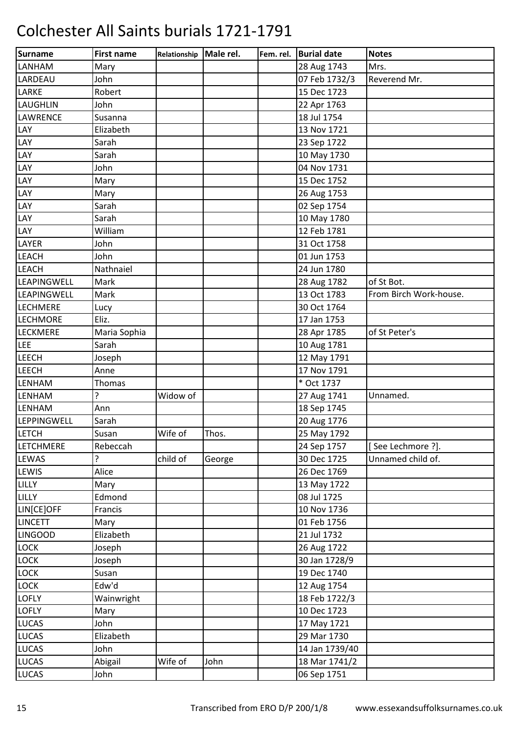# Colchester All Saints burials 1721-1791

| Surname | First name | Relationship | Male rel. | Fem. rel. | Burial date | Notes |
|---|---|---|---|---|---|---|
| LANHAM | Mary | | | | 28 Aug 1743 | Mrs. |
| LARDEAU | John | | | | 07 Feb 1732/3 | Reverend Mr. |
| LARKE | Robert | | | | 15 Dec 1723 | |
| LAUGHLIN | John | | | | 22 Apr 1763 | |
| LAWRENCE | Susanna | | | | 18 Jul 1754 | |
| LAY | Elizabeth | | | | 13 Nov 1721 | |
| LAY | Sarah | | | | 23 Sep 1722 | |
| LAY | Sarah | | | | 10 May 1730 | |
| LAY | John | | | | 04 Nov 1731 | |
| LAY | Mary | | | | 15 Dec 1752 | |
| LAY | Mary | | | | 26 Aug 1753 | |
| LAY | Sarah | | | | 02 Sep 1754 | |
| LAY | Sarah | | | | 10 May 1780 | |
| LAY | William | | | | 12 Feb 1781 | |
| LAYER | John | | | | 31 Oct 1758 | |
| LEACH | John | | | | 01 Jun 1753 | |
| LEACH | Nathnaiel | | | | 24 Jun 1780 | |
| LEAPINGWELL | Mark | | | | 28 Aug 1782 | of St Bot. |
| LEAPINGWELL | Mark | | | | 13 Oct 1783 | From Birch Work-house. |
| LECHMERE | Lucy | | | | 30 Oct 1764 | |
| LECHMORE | Eliz. | | | | 17 Jan 1753 | |
| LECKMERE | Maria Sophia | | | | 28 Apr 1785 | of St Peter's |
| LEE | Sarah | | | | 10 Aug 1781 | |
| LEECH | Joseph | | | | 12 May 1791 | |
| LEECH | Anne | | | | 17 Nov 1791 | |
| LENHAM | Thomas | | | | * Oct 1737 | |
| LENHAM | ? | Widow of | | | 27 Aug 1741 | Unnamed. |
| LENHAM | Ann | | | | 18 Sep 1745 | |
| LEPPINGWELL | Sarah | | | | 20 Aug 1776 | |
| LETCH | Susan | Wife of | Thos. | | 25 May 1792 | |
| LETCHMERE | Rebeccah | | | | 24 Sep 1757 | [ See Lechmore ?]. |
| LEWAS | ? | child of | George | | 30 Dec 1725 | Unnamed child of. |
| LEWIS | Alice | | | | 26 Dec 1769 | |
| LILLY | Mary | | | | 13 May 1722 | |
| LILLY | Edmond | | | | 08 Jul 1725 | |
| LIN[CE]OFF | Francis | | | | 10 Nov 1736 | |
| LINCETT | Mary | | | | 01 Feb 1756 | |
| LINGOOD | Elizabeth | | | | 21 Jul 1732 | |
| LOCK | Joseph | | | | 26 Aug 1722 | |
| LOCK | Joseph | | | | 30 Jan 1728/9 | |
| LOCK | Susan | | | | 19 Dec 1740 | |
| LOCK | Edw'd | | | | 12 Aug 1754 | |
| LOFLY | Wainwright | | | | 18 Feb 1722/3 | |
| LOFLY | Mary | | | | 10 Dec 1723 | |
| LUCAS | John | | | | 17 May 1721 | |
| LUCAS | Elizabeth | | | | 29 Mar 1730 | |
| LUCAS | John | | | | 14 Jan 1739/40 | |
| LUCAS | Abigail | Wife of | John | | 18 Mar 1741/2 | |
| LUCAS | John | | | | 06 Sep 1751 | |

Transcribed from ERO D/P 200/1/8 www.essexandsuffolksurnames.co.uk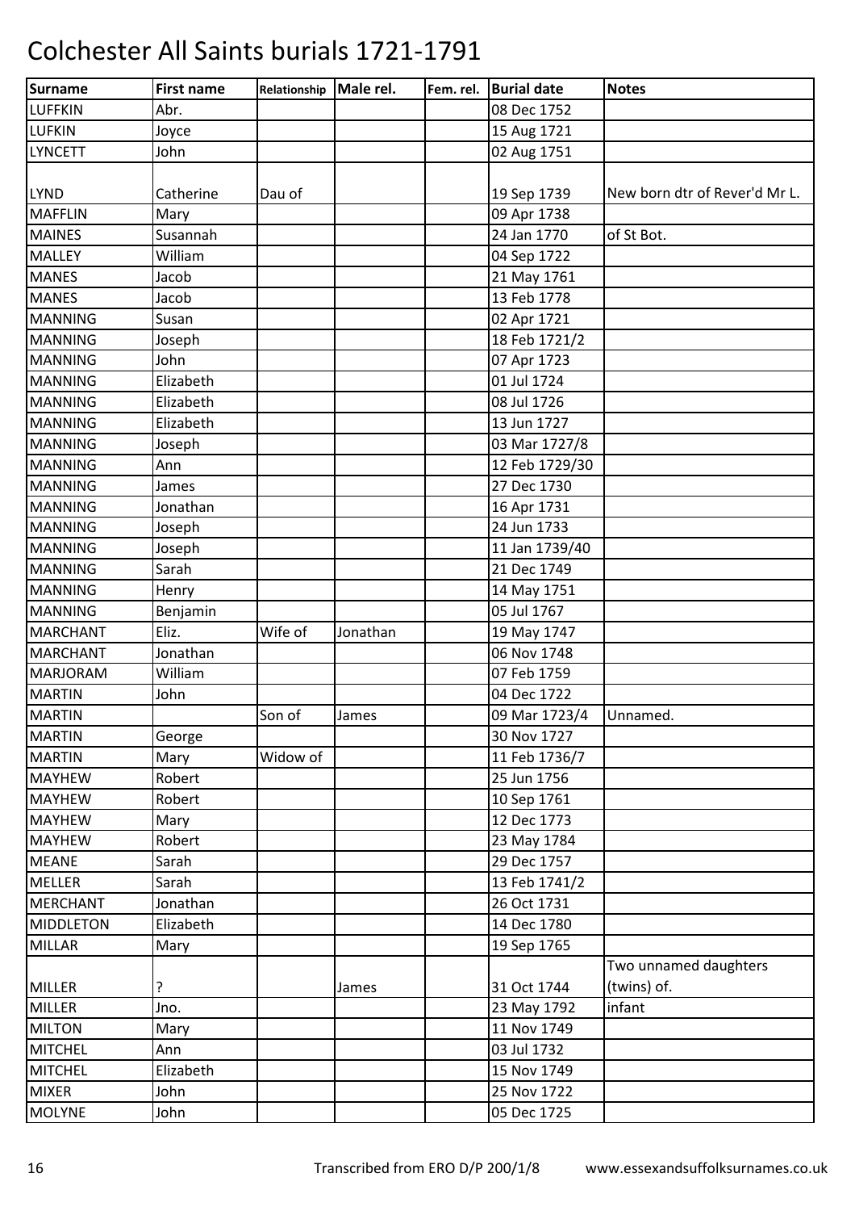# Colchester All Saints burials 1721-1791

| Surname | First name | Relationship | Male rel. | Fem. rel. | Burial date | Notes |
|---|---|---|---|---|---|---|
| LUFFKIN | Abr. | | | | 08 Dec 1752 | |
| LUFKIN | Joyce | | | | 15 Aug 1721 | |
| LYNCETT | John | | | | 02 Aug 1751 | |
| LYND | Catherine | Dau of | | | 19 Sep 1739 | New born dtr of Rever'd Mr L. |
| MAFFLIN | Mary | | | | 09 Apr 1738 | |
| MAINES | Susannah | | | | 24 Jan 1770 | of St Bot. |
| MALLEY | William | | | | 04 Sep 1722 | |
| MANES | Jacob | | | | 21 May 1761 | |
| MANES | Jacob | | | | 13 Feb 1778 | |
| MANNING | Susan | | | | 02 Apr 1721 | |
| MANNING | Joseph | | | | 18 Feb 1721/2 | |
| MANNING | John | | | | 07 Apr 1723 | |
| MANNING | Elizabeth | | | | 01 Jul 1724 | |
| MANNING | Elizabeth | | | | 08 Jul 1726 | |
| MANNING | Elizabeth | | | | 13 Jun 1727 | |
| MANNING | Joseph | | | | 03 Mar 1727/8 | |
| MANNING | Ann | | | | 12 Feb 1729/30 | |
| MANNING | James | | | | 27 Dec 1730 | |
| MANNING | Jonathan | | | | 16 Apr 1731 | |
| MANNING | Joseph | | | | 24 Jun 1733 | |
| MANNING | Joseph | | | | 11 Jan 1739/40 | |
| MANNING | Sarah | | | | 21 Dec 1749 | |
| MANNING | Henry | | | | 14 May 1751 | |
| MANNING | Benjamin | | | | 05 Jul 1767 | |
| MARCHANT | Eliz. | Wife of | Jonathan | | 19 May 1747 | |
| MARCHANT | Jonathan | | | | 06 Nov 1748 | |
| MARJORAM | William | | | | 07 Feb 1759 | |
| MARTIN | John | | | | 04 Dec 1722 | |
| MARTIN | | Son of | James | | 09 Mar 1723/4 | Unnamed. |
| MARTIN | George | | | | 30 Nov 1727 | |
| MARTIN | Mary | Widow of | | | 11 Feb 1736/7 | |
| MAYHEW | Robert | | | | 25 Jun 1756 | |
| MAYHEW | Robert | | | | 10 Sep 1761 | |
| MAYHEW | Mary | | | | 12 Dec 1773 | |
| MAYHEW | Robert | | | | 23 May 1784 | |
| MEANE | Sarah | | | | 29 Dec 1757 | |
| MELLER | Sarah | | | | 13 Feb 1741/2 | |
| MERCHANT | Jonathan | | | | 26 Oct 1731 | |
| MIDDLETON | Elizabeth | | | | 14 Dec 1780 | |
| MILLAR | Mary | | | | 19 Sep 1765 | |
| MILLER | ? | | James | | 31 Oct 1744 | Two unnamed daughters (twins) of. |
| MILLER | Jno. | | | | 23 May 1792 | infant |
| MILTON | Mary | | | | 11 Nov 1749 | |
| MITCHEL | Ann | | | | 03 Jul 1732 | |
| MITCHEL | Elizabeth | | | | 15 Nov 1749 | |
| MIXER | John | | | | 25 Nov 1722 | |
| MOLYNE | John | | | | 05 Dec 1725 | |

Transcribed from ERO D/P 200/1/8 www.essexandsuffolksurnames.co.uk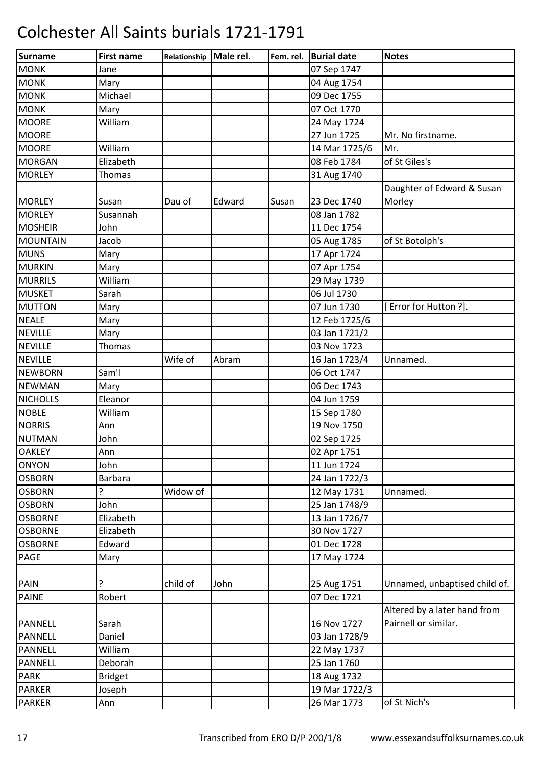# Colchester All Saints burials 1721-1791

| Surname | First name | Relationship | Male rel. | Fem. rel. | Burial date | Notes |
|---|---|---|---|---|---|---|
| MONK | Jane | | | | 07 Sep 1747 | |
| MONK | Mary | | | | 04 Aug 1754 | |
| MONK | Michael | | | | 09 Dec 1755 | |
| MONK | Mary | | | | 07 Oct 1770 | |
| MOORE | William | | | | 24 May 1724 | |
| MOORE | | | | | 27 Jun 1725 | Mr. No firstname. |
| MOORE | William | | | | 14 Mar 1725/6 | Mr. |
| MORGAN | Elizabeth | | | | 08 Feb 1784 | of St Giles's |
| MORLEY | Thomas | | | | 31 Aug 1740 | |
| MORLEY | Susan | Dau of | Edward | Susan | 23 Dec 1740 | Daughter of Edward & Susan Morley |
| MORLEY | Susannah | | | | 08 Jan 1782 | |
| MOSHEIR | John | | | | 11 Dec 1754 | |
| MOUNTAIN | Jacob | | | | 05 Aug 1785 | of St Botolph's |
| MUNS | Mary | | | | 17 Apr 1724 | |
| MURKIN | Mary | | | | 07 Apr 1754 | |
| MURRILS | William | | | | 29 May 1739 | |
| MUSKET | Sarah | | | | 06 Jul 1730 | |
| MUTTON | Mary | | | | 07 Jun 1730 | [ Error for Hutton ?]. |
| NEALE | Mary | | | | 12 Feb 1725/6 | |
| NEVILLE | Mary | | | | 03 Jan 1721/2 | |
| NEVILLE | Thomas | | | | 03 Nov 1723 | |
| NEVILLE | | Wife of | Abram | | 16 Jan 1723/4 | Unnamed. |
| NEWBORN | Sam'l | | | | 06 Oct 1747 | |
| NEWMAN | Mary | | | | 06 Dec 1743 | |
| NICHOLLS | Eleanor | | | | 04 Jun 1759 | |
| NOBLE | William | | | | 15 Sep 1780 | |
| NORRIS | Ann | | | | 19 Nov 1750 | |
| NUTMAN | John | | | | 02 Sep 1725 | |
| OAKLEY | Ann | | | | 02 Apr 1751 | |
| ONYON | John | | | | 11 Jun 1724 | |
| OSBORN | Barbara | | | | 24 Jan 1722/3 | |
| OSBORN | ? | Widow of | | | 12 May 1731 | Unnamed. |
| OSBORN | John | | | | 25 Jan 1748/9 | |
| OSBORNE | Elizabeth | | | | 13 Jan 1726/7 | |
| OSBORNE | Elizabeth | | | | 30 Nov 1727 | |
| OSBORNE | Edward | | | | 01 Dec 1728 | |
| PAGE | Mary | | | | 17 May 1724 | |
| PAIN | ? | child of | John | | 25 Aug 1751 | Unnamed, unbaptised child of. |
| PAINE | Robert | | | | 07 Dec 1721 | |
| PANNELL | Sarah | | | | 16 Nov 1727 | Altered by a later hand from Pairnell or similar. |
| PANNELL | Daniel | | | | 03 Jan 1728/9 | |
| PANNELL | William | | | | 22 May 1737 | |
| PANNELL | Deborah | | | | 25 Jan 1760 | |
| PARK | Bridget | | | | 18 Aug 1732 | |
| PARKER | Joseph | | | | 19 Mar 1722/3 | |
| PARKER | Ann | | | | 26 Mar 1773 | of St Nich's |

Transcribed from ERO D/P 200/1/8 www.essexandsuffolksurnames.co.uk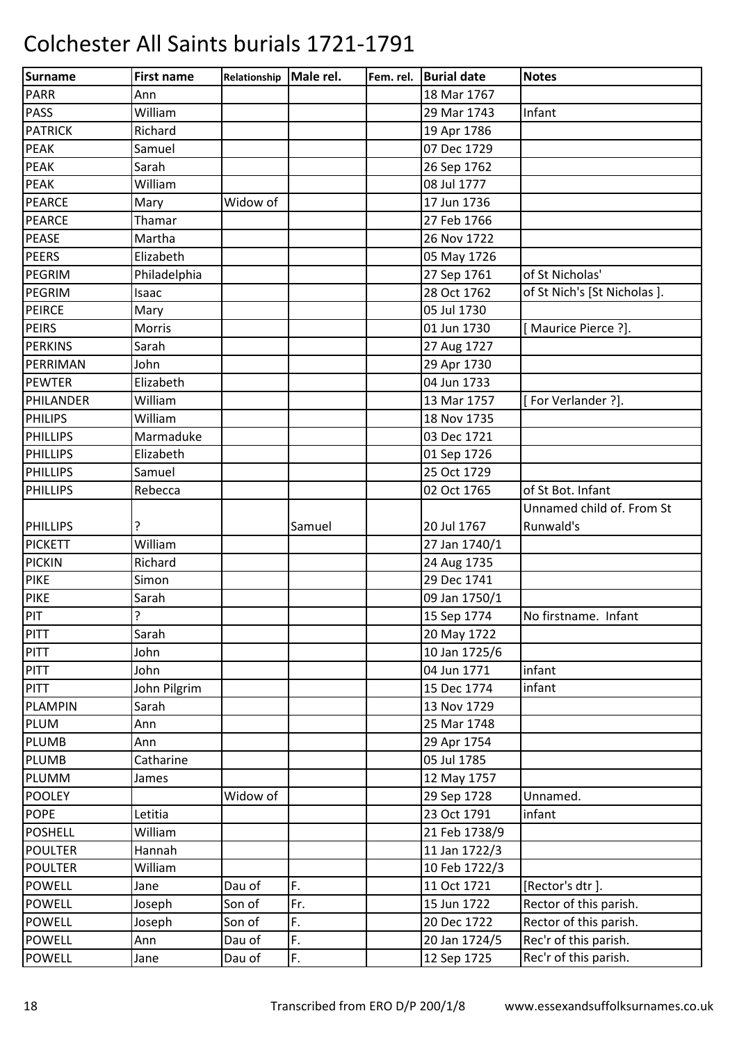# Colchester All Saints burials 1721-1791

| Surname | First name | Relationship | Male rel. | Fem. rel. | Burial date | Notes |
|---|---|---|---|---|---|---|
| PARR | Ann | | | | 18 Mar 1767 | |
| PASS | William | | | | 29 Mar 1743 | Infant |
| PATRICK | Richard | | | | 19 Apr 1786 | |
| PEAK | Samuel | | | | 07 Dec 1729 | |
| PEAK | Sarah | | | | 26 Sep 1762 | |
| PEAK | William | | | | 08 Jul 1777 | |
| PEARCE | Mary | Widow of | | | 17 Jun 1736 | |
| PEARCE | Thamar | | | | 27 Feb 1766 | |
| PEASE | Martha | | | | 26 Nov 1722 | |
| PEERS | Elizabeth | | | | 05 May 1726 | |
| PEGRIM | Philadelphia | | | | 27 Sep 1761 | of St Nicholas' |
| PEGRIM | Isaac | | | | 28 Oct 1762 | of St Nich's [St Nicholas ]. |
| PEIRCE | Mary | | | | 05 Jul 1730 | |
| PEIRS | Morris | | | | 01 Jun 1730 | [ Maurice Pierce ?]. |
| PERKINS | Sarah | | | | 27 Aug 1727 | |
| PERRIMAN | John | | | | 29 Apr 1730 | |
| PEWTER | Elizabeth | | | | 04 Jun 1733 | |
| PHILANDER | William | | | | 13 Mar 1757 | [ For Verlander ?]. |
| PHILIPS | William | | | | 18 Nov 1735 | |
| PHILLIPS | Marmaduke | | | | 03 Dec 1721 | |
| PHILLIPS | Elizabeth | | | | 01 Sep 1726 | |
| PHILLIPS | Samuel | | | | 25 Oct 1729 | |
| PHILLIPS | Rebecca | | | | 02 Oct 1765 | of St Bot. Infant |
| PHILLIPS | ? | | Samuel | | 20 Jul 1767 | Unnamed child of. From St Runwald's |
| PICKETT | William | | | | 27 Jan 1740/1 | |
| PICKIN | Richard | | | | 24 Aug 1735 | |
| PIKE | Simon | | | | 29 Dec 1741 | |
| PIKE | Sarah | | | | 09 Jan 1750/1 | |
| PIT | ? | | | | 15 Sep 1774 | No firstname. Infant |
| PITT | Sarah | | | | 20 May 1722 | |
| PITT | John | | | | 10 Jan 1725/6 | |
| PITT | John | | | | 04 Jun 1771 | infant |
| PITT | John Pilgrim | | | | 15 Dec 1774 | infant |
| PLAMPIN | Sarah | | | | 13 Nov 1729 | |
| PLUM | Ann | | | | 25 Mar 1748 | |
| PLUMB | Ann | | | | 29 Apr 1754 | |
| PLUMB | Catharine | | | | 05 Jul 1785 | |
| PLUMM | James | | | | 12 May 1757 | |
| POOLEY | | Widow of | | | 29 Sep 1728 | Unnamed. |
| POPE | Letitia | | | | 23 Oct 1791 | infant |
| POSHELL | William | | | | 21 Feb 1738/9 | |
| POULTER | Hannah | | | | 11 Jan 1722/3 | |
| POULTER | William | | | | 10 Feb 1722/3 | |
| POWELL | Jane | Dau of | F. | | 11 Oct 1721 | [Rector's dtr ]. |
| POWELL | Joseph | Son of | Fr. | | 15 Jun 1722 | Rector of this parish. |
| POWELL | Joseph | Son of | F. | | 20 Dec 1722 | Rector of this parish. |
| POWELL | Ann | Dau of | F. | | 20 Jan 1724/5 | Rec'r of this parish. |
| POWELL | Jane | Dau of | F. | | 12 Sep 1725 | Rec'r of this parish. |

Transcribed from ERO D/P 200/1/8 www.essexandsuffolksurnames.co.uk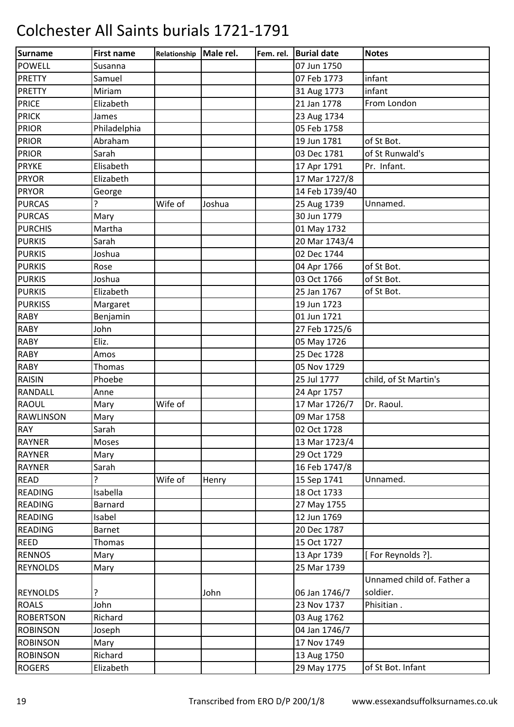# Colchester All Saints burials 1721-1791

| Surname | First name | Relationship | Male rel. | Fem. rel. | Burial date | Notes |
|---|---|---|---|---|---|---|
| POWELL | Susanna | | | | 07 Jun 1750 | |
| PRETTY | Samuel | | | | 07 Feb 1773 | infant |
| PRETTY | Miriam | | | | 31 Aug 1773 | infant |
| PRICE | Elizabeth | | | | 21 Jan 1778 | From London |
| PRICK | James | | | | 23 Aug 1734 | |
| PRIOR | Philadelphia | | | | 05 Feb 1758 | |
| PRIOR | Abraham | | | | 19 Jun 1781 | of St Bot. |
| PRIOR | Sarah | | | | 03 Dec 1781 | of St Runwald's |
| PRYKE | Elisabeth | | | | 17 Apr 1791 | Pr. Infant. |
| PRYOR | Elizabeth | | | | 17 Mar 1727/8 | |
| PRYOR | George | | | | 14 Feb 1739/40 | |
| PURCAS | ? | Wife of | Joshua | | 25 Aug 1739 | Unnamed. |
| PURCAS | Mary | | | | 30 Jun 1779 | |
| PURCHIS | Martha | | | | 01 May 1732 | |
| PURKIS | Sarah | | | | 20 Mar 1743/4 | |
| PURKIS | Joshua | | | | 02 Dec 1744 | |
| PURKIS | Rose | | | | 04 Apr 1766 | of St Bot. |
| PURKIS | Joshua | | | | 03 Oct 1766 | of St Bot. |
| PURKIS | Elizabeth | | | | 25 Jan 1767 | of St Bot. |
| PURKISS | Margaret | | | | 19 Jun 1723 | |
| RABY | Benjamin | | | | 01 Jun 1721 | |
| RABY | John | | | | 27 Feb 1725/6 | |
| RABY | Eliz. | | | | 05 May 1726 | |
| RABY | Amos | | | | 25 Dec 1728 | |
| RABY | Thomas | | | | 05 Nov 1729 | |
| RAISIN | Phoebe | | | | 25 Jul 1777 | child, of St Martin's |
| RANDALL | Anne | | | | 24 Apr 1757 | |
| RAOUL | Mary | Wife of | | | 17 Mar 1726/7 | Dr. Raoul. |
| RAWLINSON | Mary | | | | 09 Mar 1758 | |
| RAY | Sarah | | | | 02 Oct 1728 | |
| RAYNER | Moses | | | | 13 Mar 1723/4 | |
| RAYNER | Mary | | | | 29 Oct 1729 | |
| RAYNER | Sarah | | | | 16 Feb 1747/8 | |
| READ | ? | Wife of | Henry | | 15 Sep 1741 | Unnamed. |
| READING | Isabella | | | | 18 Oct 1733 | |
| READING | Barnard | | | | 27 May 1755 | |
| READING | Isabel | | | | 12 Jun 1769 | |
| READING | Barnet | | | | 20 Dec 1787 | |
| REED | Thomas | | | | 15 Oct 1727 | |
| RENNOS | Mary | | | | 13 Apr 1739 | [ For Reynolds ?]. |
| REYNOLDS | Mary | | | | 25 Mar 1739 | |
| REYNOLDS | ? | | John | | 06 Jan 1746/7 | Unnamed child of. Father a soldier. |
| ROALS | John | | | | 23 Nov 1737 | Phisitian . |
| ROBERTSON | Richard | | | | 03 Aug 1762 | |
| ROBINSON | Joseph | | | | 04 Jan 1746/7 | |
| ROBINSON | Mary | | | | 17 Nov 1749 | |
| ROBINSON | Richard | | | | 13 Aug 1750 | |
| ROGERS | Elizabeth | | | | 29 May 1775 | of St Bot. Infant |

Transcribed from ERO D/P 200/1/8 www.essexandsuffolksurnames.co.uk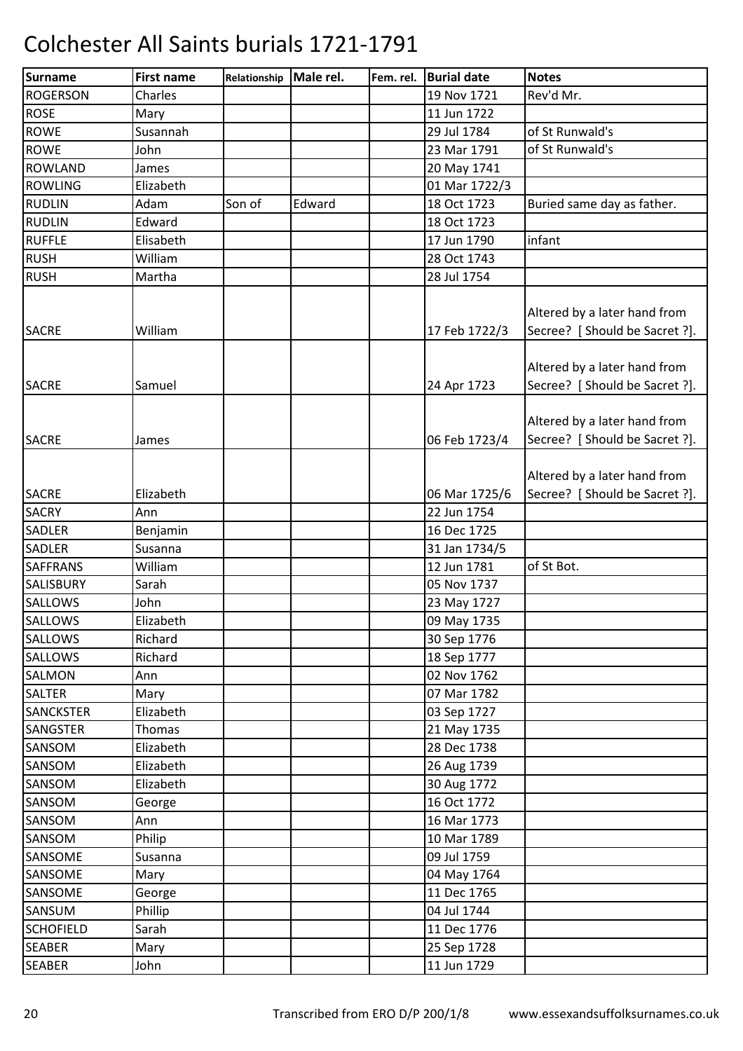# Colchester All Saints burials 1721-1791

| Surname | First name | Relationship | Male rel. | Fem. rel. | Burial date | Notes |
|---|---|---|---|---|---|---|
| ROGERSON | Charles | | | | 19 Nov 1721 | Rev'd Mr. |
| ROSE | Mary | | | | 11 Jun 1722 | |
| ROWE | Susannah | | | | 29 Jul 1784 | of St Runwald's |
| ROWE | John | | | | 23 Mar 1791 | of St Runwald's |
| ROWLAND | James | | | | 20 May 1741 | |
| ROWLING | Elizabeth | | | | 01 Mar 1722/3 | |
| RUDLIN | Adam | Son of | Edward | | 18 Oct 1723 | Buried same day as father. |
| RUDLIN | Edward | | | | 18 Oct 1723 | |
| RUFFLE | Elisabeth | | | | 17 Jun 1790 | infant |
| RUSH | William | | | | 28 Oct 1743 | |
| RUSH | Martha | | | | 28 Jul 1754 | |
| SACRE | William | | | | 17 Feb 1722/3 | Altered by a later hand from Secree? [ Should be Sacret ?]. |
| SACRE | Samuel | | | | 24 Apr 1723 | Altered by a later hand from Secree? [ Should be Sacret ?]. |
| SACRE | James | | | | 06 Feb 1723/4 | Altered by a later hand from Secree? [ Should be Sacret ?]. |
| SACRE | Elizabeth | | | | 06 Mar 1725/6 | Altered by a later hand from Secree? [ Should be Sacret ?]. |
| SACRY | Ann | | | | 22 Jun 1754 | |
| SADLER | Benjamin | | | | 16 Dec 1725 | |
| SADLER | Susanna | | | | 31 Jan 1734/5 | |
| SAFFRANS | William | | | | 12 Jun 1781 | of St Bot. |
| SALISBURY | Sarah | | | | 05 Nov 1737 | |
| SALLOWS | John | | | | 23 May 1727 | |
| SALLOWS | Elizabeth | | | | 09 May 1735 | |
| SALLOWS | Richard | | | | 30 Sep 1776 | |
| SALLOWS | Richard | | | | 18 Sep 1777 | |
| SALMON | Ann | | | | 02 Nov 1762 | |
| SALTER | Mary | | | | 07 Mar 1782 | |
| SANCKSTER | Elizabeth | | | | 03 Sep 1727 | |
| SANGSTER | Thomas | | | | 21 May 1735 | |
| SANSOM | Elizabeth | | | | 28 Dec 1738 | |
| SANSOM | Elizabeth | | | | 26 Aug 1739 | |
| SANSOM | Elizabeth | | | | 30 Aug 1772 | |
| SANSOM | George | | | | 16 Oct 1772 | |
| SANSOM | Ann | | | | 16 Mar 1773 | |
| SANSOM | Philip | | | | 10 Mar 1789 | |
| SANSOME | Susanna | | | | 09 Jul 1759 | |
| SANSOME | Mary | | | | 04 May 1764 | |
| SANSOME | George | | | | 11 Dec 1765 | |
| SANSUM | Phillip | | | | 04 Jul 1744 | |
| SCHOFIELD | Sarah | | | | 11 Dec 1776 | |
| SEABER | Mary | | | | 25 Sep 1728 | |
| SEABER | John | | | | 11 Jun 1729 | |

Transcribed from ERO D/P 200/1/8 www.essexandsuffolksurnames.co.uk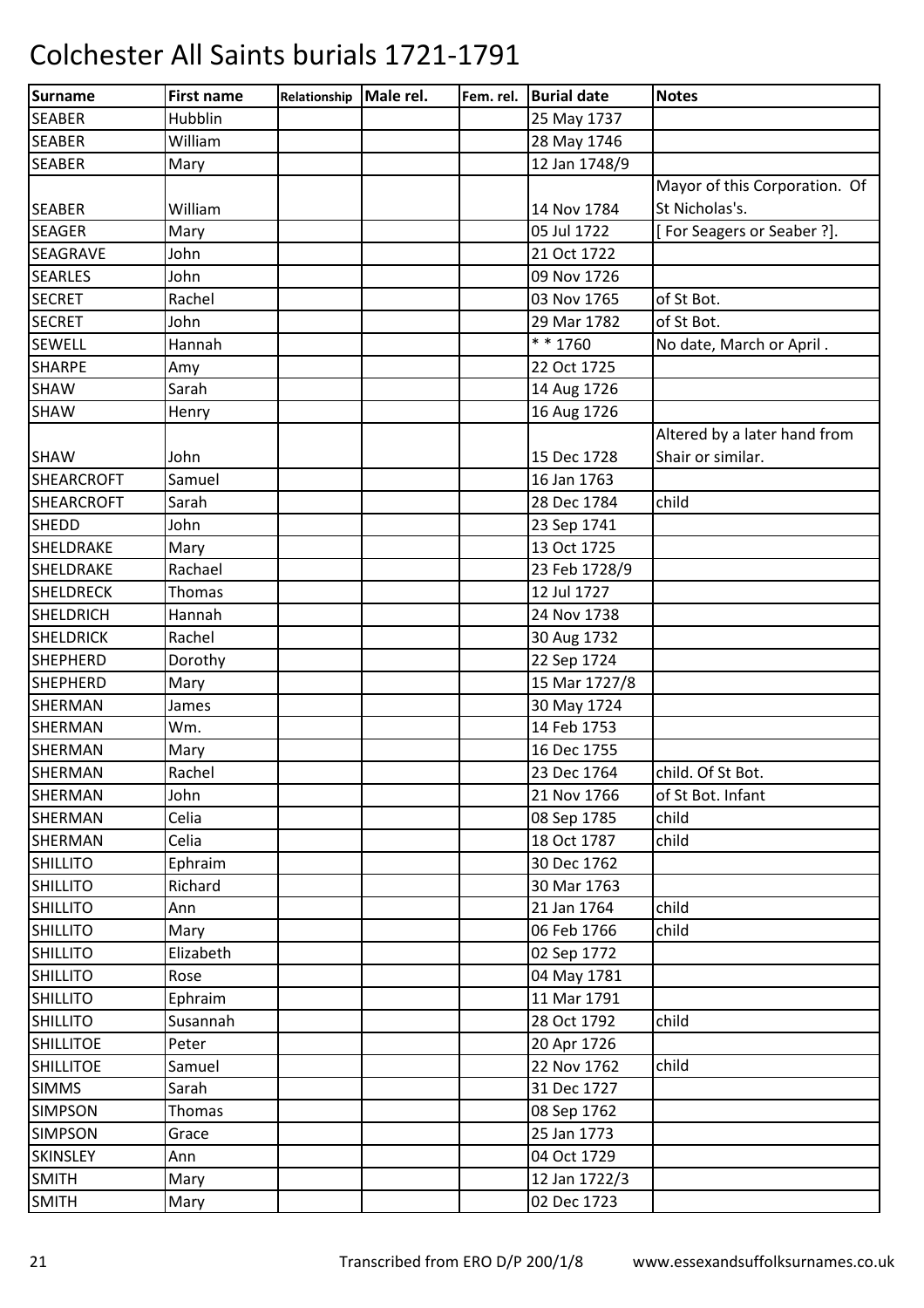# Colchester All Saints burials 1721-1791

| Surname | First name | Relationship | Male rel. | Fem. rel. | Burial date | Notes |
|---|---|---|---|---|---|---|
| SEABER | Hubblin | | | | 25 May 1737 | |
| SEABER | William | | | | 28 May 1746 | |
| SEABER | Mary | | | | 12 Jan 1748/9 | |
| SEABER | William | | | | 14 Nov 1784 | Mayor of this Corporation. Of St Nicholas's. |
| SEAGER | Mary | | | | 05 Jul 1722 | [ For Seagers or Seaber ?]. |
| SEAGRAVE | John | | | | 21 Oct 1722 | |
| SEARLES | John | | | | 09 Nov 1726 | |
| SECRET | Rachel | | | | 03 Nov 1765 | of St Bot. |
| SECRET | John | | | | 29 Mar 1782 | of St Bot. |
| SEWELL | Hannah | | | | * * 1760 | No date, March or April . |
| SHARPE | Amy | | | | 22 Oct 1725 | |
| SHAW | Sarah | | | | 14 Aug 1726 | |
| SHAW | Henry | | | | 16 Aug 1726 | |
| SHAW | John | | | | 15 Dec 1728 | Altered by a later hand from Shair or similar. |
| SHEARCROFT | Samuel | | | | 16 Jan 1763 | |
| SHEARCROFT | Sarah | | | | 28 Dec 1784 | child |
| SHEDD | John | | | | 23 Sep 1741 | |
| SHELDRAKE | Mary | | | | 13 Oct 1725 | |
| SHELDRAKE | Rachael | | | | 23 Feb 1728/9 | |
| SHELDRECK | Thomas | | | | 12 Jul 1727 | |
| SHELDRICH | Hannah | | | | 24 Nov 1738 | |
| SHELDRICK | Rachel | | | | 30 Aug 1732 | |
| SHEPHERD | Dorothy | | | | 22 Sep 1724 | |
| SHEPHERD | Mary | | | | 15 Mar 1727/8 | |
| SHERMAN | James | | | | 30 May 1724 | |
| SHERMAN | Wm. | | | | 14 Feb 1753 | |
| SHERMAN | Mary | | | | 16 Dec 1755 | |
| SHERMAN | Rachel | | | | 23 Dec 1764 | child. Of St Bot. |
| SHERMAN | John | | | | 21 Nov 1766 | of St Bot. Infant |
| SHERMAN | Celia | | | | 08 Sep 1785 | child |
| SHERMAN | Celia | | | | 18 Oct 1787 | child |
| SHILLITO | Ephraim | | | | 30 Dec 1762 | |
| SHILLITO | Richard | | | | 30 Mar 1763 | |
| SHILLITO | Ann | | | | 21 Jan 1764 | child |
| SHILLITO | Mary | | | | 06 Feb 1766 | child |
| SHILLITO | Elizabeth | | | | 02 Sep 1772 | |
| SHILLITO | Rose | | | | 04 May 1781 | |
| SHILLITO | Ephraim | | | | 11 Mar 1791 | |
| SHILLITO | Susannah | | | | 28 Oct 1792 | child |
| SHILLITOE | Peter | | | | 20 Apr 1726 | |
| SHILLITOE | Samuel | | | | 22 Nov 1762 | child |
| SIMMS | Sarah | | | | 31 Dec 1727 | |
| SIMPSON | Thomas | | | | 08 Sep 1762 | |
| SIMPSON | Grace | | | | 25 Jan 1773 | |
| SKINSLEY | Ann | | | | 04 Oct 1729 | |
| SMITH | Mary | | | | 12 Jan 1722/3 | |
| SMITH | Mary | | | | 02 Dec 1723 | |

Transcribed from ERO D/P 200/1/8 www.essexandsuffolksurnames.co.uk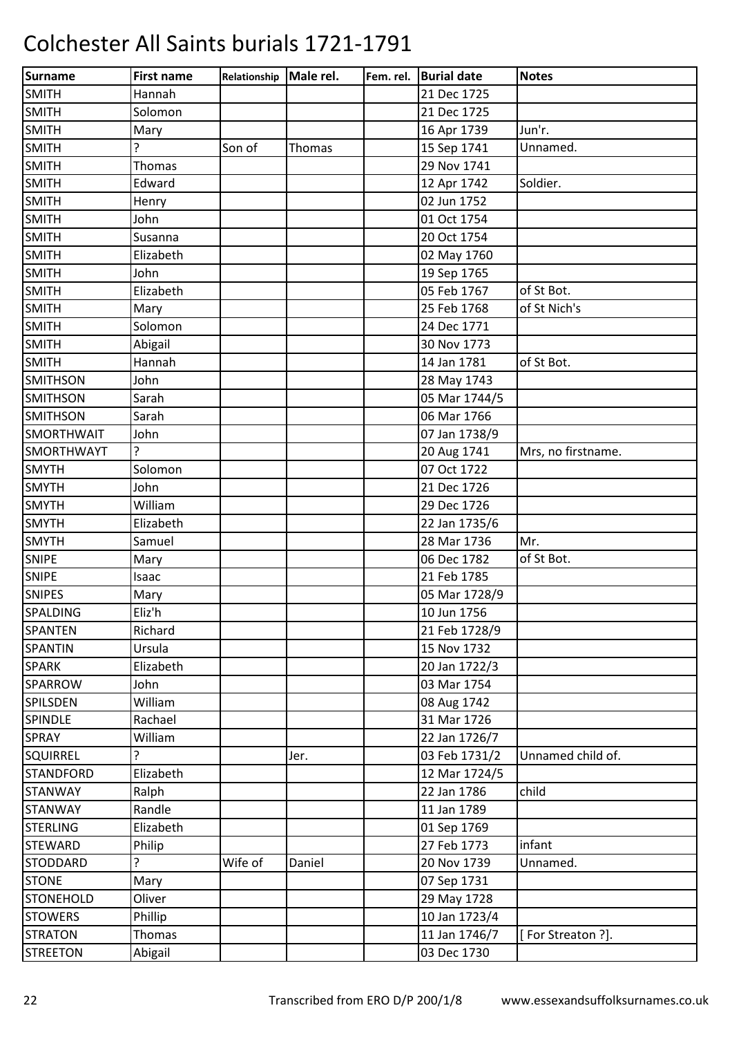# Colchester All Saints burials 1721-1791

| Surname | First name | Relationship | Male rel. | Fem. rel. | Burial date | Notes |
|---|---|---|---|---|---|---|
| SMITH | Hannah | | | | 21 Dec 1725 | |
| SMITH | Solomon | | | | 21 Dec 1725 | |
| SMITH | Mary | | | | 16 Apr 1739 | Jun'r. |
| SMITH | ? | Son of | Thomas | | 15 Sep 1741 | Unnamed. |
| SMITH | Thomas | | | | 29 Nov 1741 | |
| SMITH | Edward | | | | 12 Apr 1742 | Soldier. |
| SMITH | Henry | | | | 02 Jun 1752 | |
| SMITH | John | | | | 01 Oct 1754 | |
| SMITH | Susanna | | | | 20 Oct 1754 | |
| SMITH | Elizabeth | | | | 02 May 1760 | |
| SMITH | John | | | | 19 Sep 1765 | |
| SMITH | Elizabeth | | | | 05 Feb 1767 | of St Bot. |
| SMITH | Mary | | | | 25 Feb 1768 | of St Nich's |
| SMITH | Solomon | | | | 24 Dec 1771 | |
| SMITH | Abigail | | | | 30 Nov 1773 | |
| SMITH | Hannah | | | | 14 Jan 1781 | of St Bot. |
| SMITHSON | John | | | | 28 May 1743 | |
| SMITHSON | Sarah | | | | 05 Mar 1744/5 | |
| SMITHSON | Sarah | | | | 06 Mar 1766 | |
| SMORTHWAIT | John | | | | 07 Jan 1738/9 | |
| SMORTHWAYT | ? | | | | 20 Aug 1741 | Mrs, no firstname. |
| SMYTH | Solomon | | | | 07 Oct 1722 | |
| SMYTH | John | | | | 21 Dec 1726 | |
| SMYTH | William | | | | 29 Dec 1726 | |
| SMYTH | Elizabeth | | | | 22 Jan 1735/6 | |
| SMYTH | Samuel | | | | 28 Mar 1736 | Mr. |
| SNIPE | Mary | | | | 06 Dec 1782 | of St Bot. |
| SNIPE | Isaac | | | | 21 Feb 1785 | |
| SNIPES | Mary | | | | 05 Mar 1728/9 | |
| SPALDING | Eliz'h | | | | 10 Jun 1756 | |
| SPANTEN | Richard | | | | 21 Feb 1728/9 | |
| SPANTIN | Ursula | | | | 15 Nov 1732 | |
| SPARK | Elizabeth | | | | 20 Jan 1722/3 | |
| SPARROW | John | | | | 03 Mar 1754 | |
| SPILSDEN | William | | | | 08 Aug 1742 | |
| SPINDLE | Rachael | | | | 31 Mar 1726 | |
| SPRAY | William | | | | 22 Jan 1726/7 | |
| SQUIRREL | ? | | Jer. | | 03 Feb 1731/2 | Unnamed child of. |
| STANDFORD | Elizabeth | | | | 12 Mar 1724/5 | |
| STANWAY | Ralph | | | | 22 Jan 1786 | child |
| STANWAY | Randle | | | | 11 Jan 1789 | |
| STERLING | Elizabeth | | | | 01 Sep 1769 | |
| STEWARD | Philip | | | | 27 Feb 1773 | infant |
| STODDARD | ? | Wife of | Daniel | | 20 Nov 1739 | Unnamed. |
| STONE | Mary | | | | 07 Sep 1731 | |
| STONEHOLD | Oliver | | | | 29 May 1728 | |
| STOWERS | Phillip | | | | 10 Jan 1723/4 | |
| STRATON | Thomas | | | | 11 Jan 1746/7 | [ For Streaton ?]. |
| STREETON | Abigail | | | | 03 Dec 1730 | |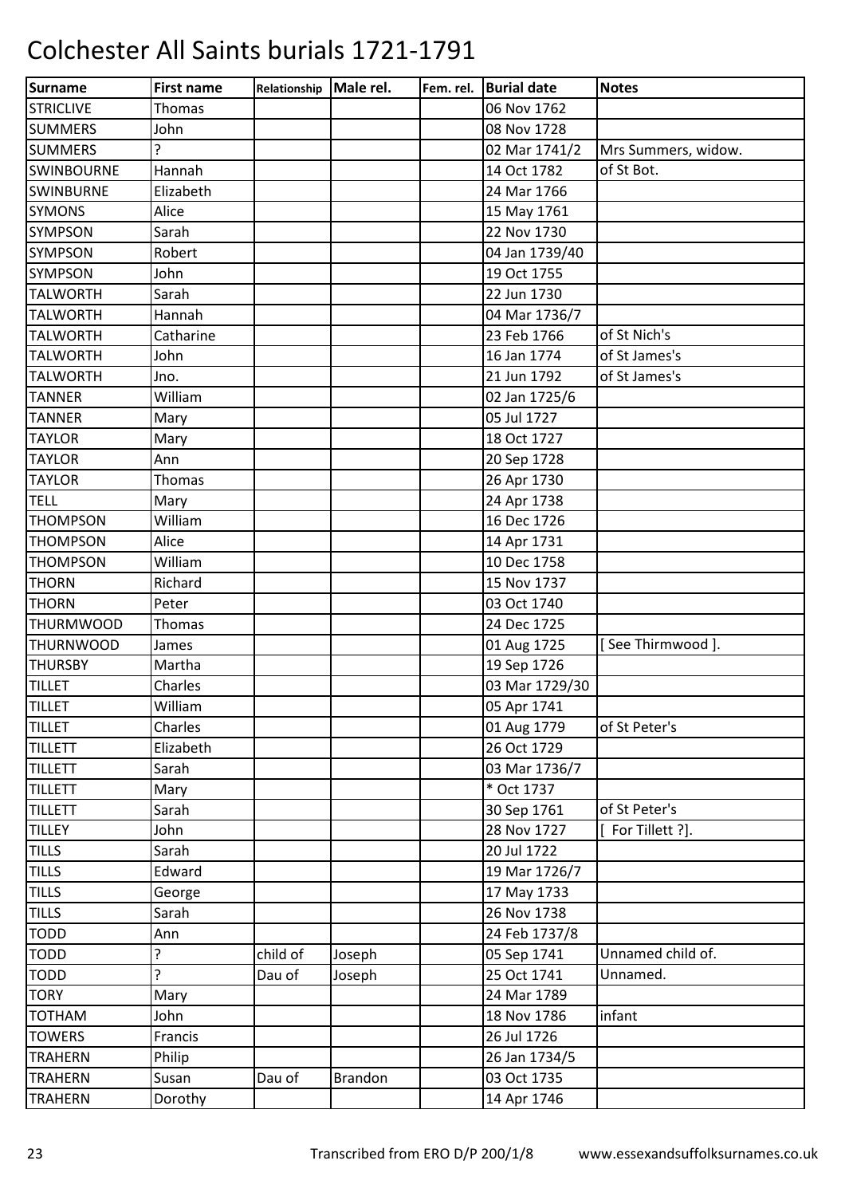# Colchester All Saints burials 1721-1791

| Surname | First name | Relationship | Male rel. | Fem. rel. | Burial date | Notes |
|---|---|---|---|---|---|---|
| STRICLIVE | Thomas | | | | 06 Nov 1762 | |
| SUMMERS | John | | | | 08 Nov 1728 | |
| SUMMERS | ? | | | | 02 Mar 1741/2 | Mrs Summers, widow. |
| SWINBOURNE | Hannah | | | | 14 Oct 1782 | of St Bot. |
| SWINBURNE | Elizabeth | | | | 24 Mar 1766 | |
| SYMONS | Alice | | | | 15 May 1761 | |
| SYMPSON | Sarah | | | | 22 Nov 1730 | |
| SYMPSON | Robert | | | | 04 Jan 1739/40 | |
| SYMPSON | John | | | | 19 Oct 1755 | |
| TALWORTH | Sarah | | | | 22 Jun 1730 | |
| TALWORTH | Hannah | | | | 04 Mar 1736/7 | |
| TALWORTH | Catharine | | | | 23 Feb 1766 | of St Nich's |
| TALWORTH | John | | | | 16 Jan 1774 | of St James's |
| TALWORTH | Jno. | | | | 21 Jun 1792 | of St James's |
| TANNER | William | | | | 02 Jan 1725/6 | |
| TANNER | Mary | | | | 05 Jul 1727 | |
| TAYLOR | Mary | | | | 18 Oct 1727 | |
| TAYLOR | Ann | | | | 20 Sep 1728 | |
| TAYLOR | Thomas | | | | 26 Apr 1730 | |
| TELL | Mary | | | | 24 Apr 1738 | |
| THOMPSON | William | | | | 16 Dec 1726 | |
| THOMPSON | Alice | | | | 14 Apr 1731 | |
| THOMPSON | William | | | | 10 Dec 1758 | |
| THORN | Richard | | | | 15 Nov 1737 | |
| THORN | Peter | | | | 03 Oct 1740 | |
| THURMWOOD | Thomas | | | | 24 Dec 1725 | |
| THURNWOOD | James | | | | 01 Aug 1725 | [ See Thirmwood ]. |
| THURSBY | Martha | | | | 19 Sep 1726 | |
| TILLET | Charles | | | | 03 Mar 1729/30 | |
| TILLET | William | | | | 05 Apr 1741 | |
| TILLET | Charles | | | | 01 Aug 1779 | of St Peter's |
| TILLETT | Elizabeth | | | | 26 Oct 1729 | |
| TILLETT | Sarah | | | | 03 Mar 1736/7 | |
| TILLETT | Mary | | | | * Oct 1737 | |
| TILLETT | Sarah | | | | 30 Sep 1761 | of St Peter's |
| TILLEY | John | | | | 28 Nov 1727 | [ For Tillett ?]. |
| TILLS | Sarah | | | | 20 Jul 1722 | |
| TILLS | Edward | | | | 19 Mar 1726/7 | |
| TILLS | George | | | | 17 May 1733 | |
| TILLS | Sarah | | | | 26 Nov 1738 | |
| TODD | Ann | | | | 24 Feb 1737/8 | |
| TODD | ? | child of | Joseph | | 05 Sep 1741 | Unnamed child of. |
| TODD | ? | Dau of | Joseph | | 25 Oct 1741 | Unnamed. |
| TORY | Mary | | | | 24 Mar 1789 | |
| TOTHAM | John | | | | 18 Nov 1786 | infant |
| TOWERS | Francis | | | | 26 Jul 1726 | |
| TRAHERN | Philip | | | | 26 Jan 1734/5 | |
| TRAHERN | Susan | Dau of | Brandon | | 03 Oct 1735 | |
| TRAHERN | Dorothy | | | | 14 Apr 1746 | |

Transcribed from ERO D/P 200/1/8 www.essexandsuffolksurnames.co.uk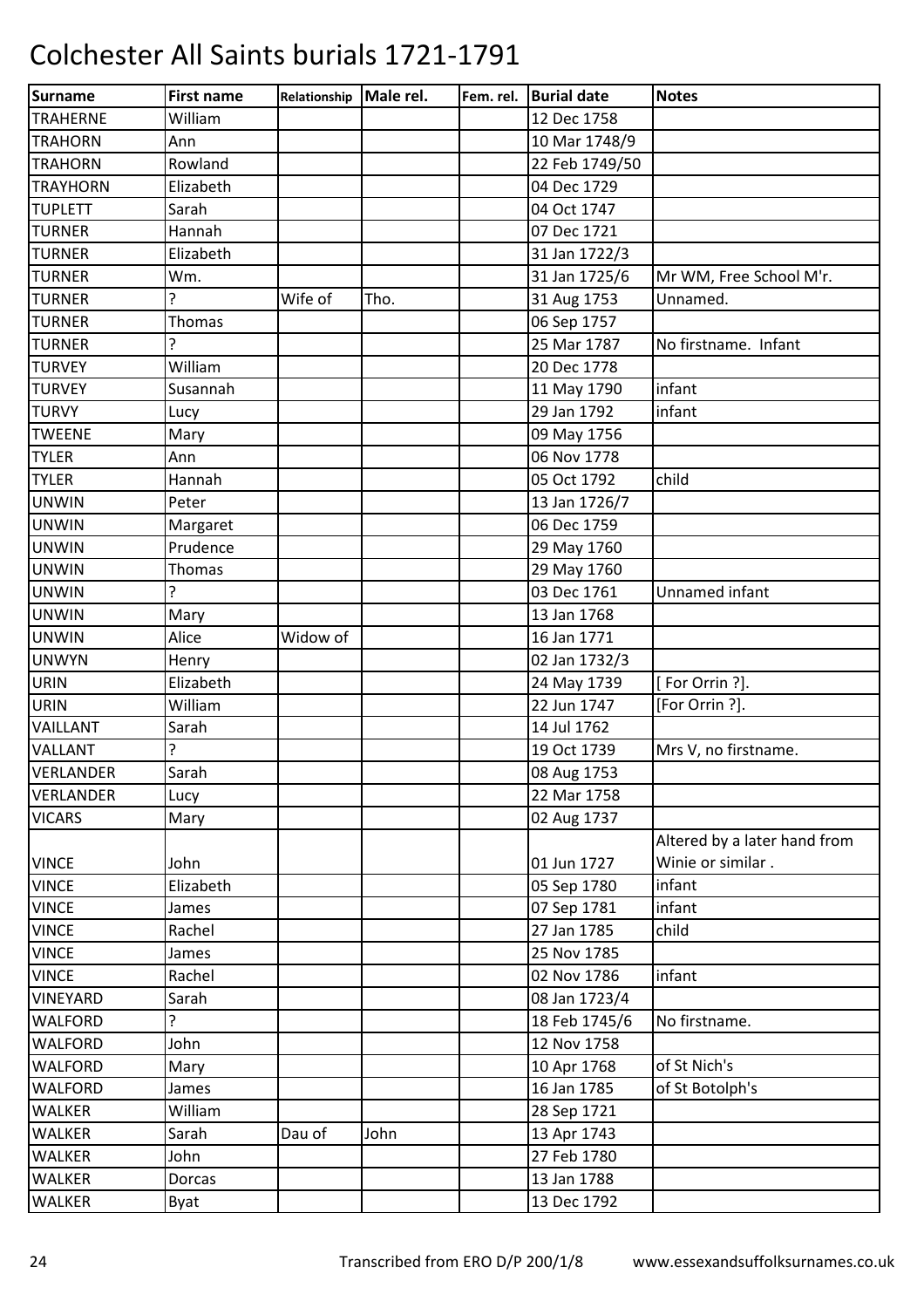# Colchester All Saints burials 1721-1791

| Surname | First name | Relationship | Male rel. | Fem. rel. | Burial date | Notes |
|---|---|---|---|---|---|---|
| TRAHERNE | William | | | | 12 Dec 1758 | |
| TRAHORN | Ann | | | | 10 Mar 1748/9 | |
| TRAHORN | Rowland | | | | 22 Feb 1749/50 | |
| TRAYHORN | Elizabeth | | | | 04 Dec 1729 | |
| TUPLETT | Sarah | | | | 04 Oct 1747 | |
| TURNER | Hannah | | | | 07 Dec 1721 | |
| TURNER | Elizabeth | | | | 31 Jan 1722/3 | |
| TURNER | Wm. | | | | 31 Jan 1725/6 | Mr WM, Free School M'r. |
| TURNER | ? | Wife of | Tho. | | 31 Aug 1753 | Unnamed. |
| TURNER | Thomas | | | | 06 Sep 1757 | |
| TURNER | ? | | | | 25 Mar 1787 | No firstname. Infant |
| TURVEY | William | | | | 20 Dec 1778 | |
| TURVEY | Susannah | | | | 11 May 1790 | infant |
| TURVY | Lucy | | | | 29 Jan 1792 | infant |
| TWEENE | Mary | | | | 09 May 1756 | |
| TYLER | Ann | | | | 06 Nov 1778 | |
| TYLER | Hannah | | | | 05 Oct 1792 | child |
| UNWIN | Peter | | | | 13 Jan 1726/7 | |
| UNWIN | Margaret | | | | 06 Dec 1759 | |
| UNWIN | Prudence | | | | 29 May 1760 | |
| UNWIN | Thomas | | | | 29 May 1760 | |
| UNWIN | ? | | | | 03 Dec 1761 | Unnamed infant |
| UNWIN | Mary | | | | 13 Jan 1768 | |
| UNWIN | Alice | Widow of | | | 16 Jan 1771 | |
| UNWYN | Henry | | | | 02 Jan 1732/3 | |
| URIN | Elizabeth | | | | 24 May 1739 | [ For Orrin ?]. |
| URIN | William | | | | 22 Jun 1747 | [For Orrin ?]. |
| VAILLANT | Sarah | | | | 14 Jul 1762 | |
| VALLANT | ? | | | | 19 Oct 1739 | Mrs V, no firstname. |
| VERLANDER | Sarah | | | | 08 Aug 1753 | |
| VERLANDER | Lucy | | | | 22 Mar 1758 | |
| VICARS | Mary | | | | 02 Aug 1737 | |
| VINCE | John | | | | 01 Jun 1727 | Altered by a later hand from Winie or similar . |
| VINCE | Elizabeth | | | | 05 Sep 1780 | infant |
| VINCE | James | | | | 07 Sep 1781 | infant |
| VINCE | Rachel | | | | 27 Jan 1785 | child |
| VINCE | James | | | | 25 Nov 1785 | |
| VINCE | Rachel | | | | 02 Nov 1786 | infant |
| VINEYARD | Sarah | | | | 08 Jan 1723/4 | |
| WALFORD | ? | | | | 18 Feb 1745/6 | No firstname. |
| WALFORD | John | | | | 12 Nov 1758 | |
| WALFORD | Mary | | | | 10 Apr 1768 | of St Nich's |
| WALFORD | James | | | | 16 Jan 1785 | of St Botolph's |
| WALKER | William | | | | 28 Sep 1721 | |
| WALKER | Sarah | Dau of | John | | 13 Apr 1743 | |
| WALKER | John | | | | 27 Feb 1780 | |
| WALKER | Dorcas | | | | 13 Jan 1788 | |
| WALKER | Byat | | | | 13 Dec 1792 | |

Transcribed from ERO D/P 200/1/8 www.essexandsuffolksurnames.co.uk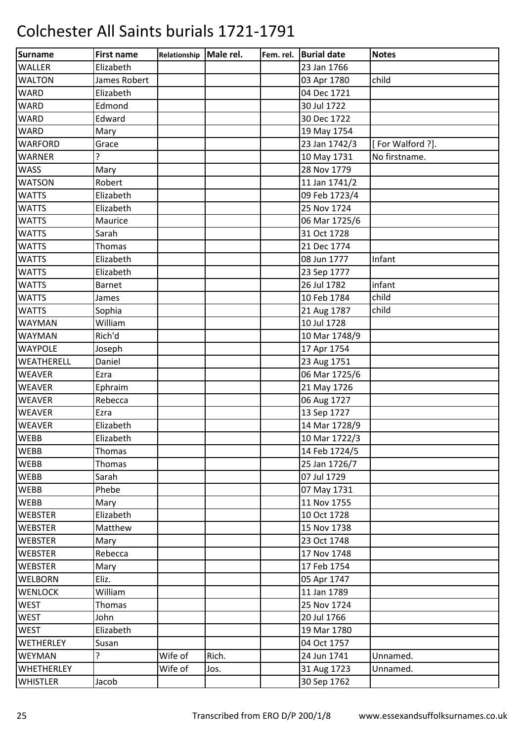# Colchester All Saints burials 1721-1791

| Surname | First name | Relationship | Male rel. | Fem. rel. | Burial date | Notes |
|---|---|---|---|---|---|---|
| WALLER | Elizabeth | | | | 23 Jan 1766 | |
| WALTON | James Robert | | | | 03 Apr 1780 | child |
| WARD | Elizabeth | | | | 04 Dec 1721 | |
| WARD | Edmond | | | | 30 Jul 1722 | |
| WARD | Edward | | | | 30 Dec 1722 | |
| WARD | Mary | | | | 19 May 1754 | |
| WARFORD | Grace | | | | 23 Jan 1742/3 | [ For Walford ?]. |
| WARNER | ? | | | | 10 May 1731 | No firstname. |
| WASS | Mary | | | | 28 Nov 1779 | |
| WATSON | Robert | | | | 11 Jan 1741/2 | |
| WATTS | Elizabeth | | | | 09 Feb 1723/4 | |
| WATTS | Elizabeth | | | | 25 Nov 1724 | |
| WATTS | Maurice | | | | 06 Mar 1725/6 | |
| WATTS | Sarah | | | | 31 Oct 1728 | |
| WATTS | Thomas | | | | 21 Dec 1774 | |
| WATTS | Elizabeth | | | | 08 Jun 1777 | Infant |
| WATTS | Elizabeth | | | | 23 Sep 1777 | |
| WATTS | Barnet | | | | 26 Jul 1782 | infant |
| WATTS | James | | | | 10 Feb 1784 | child |
| WATTS | Sophia | | | | 21 Aug 1787 | child |
| WAYMAN | William | | | | 10 Jul 1728 | |
| WAYMAN | Rich'd | | | | 10 Mar 1748/9 | |
| WAYPOLE | Joseph | | | | 17 Apr 1754 | |
| WEATHERELL | Daniel | | | | 23 Aug 1751 | |
| WEAVER | Ezra | | | | 06 Mar 1725/6 | |
| WEAVER | Ephraim | | | | 21 May 1726 | |
| WEAVER | Rebecca | | | | 06 Aug 1727 | |
| WEAVER | Ezra | | | | 13 Sep 1727 | |
| WEAVER | Elizabeth | | | | 14 Mar 1728/9 | |
| WEBB | Elizabeth | | | | 10 Mar 1722/3 | |
| WEBB | Thomas | | | | 14 Feb 1724/5 | |
| WEBB | Thomas | | | | 25 Jan 1726/7 | |
| WEBB | Sarah | | | | 07 Jul 1729 | |
| WEBB | Phebe | | | | 07 May 1731 | |
| WEBB | Mary | | | | 11 Nov 1755 | |
| WEBSTER | Elizabeth | | | | 10 Oct 1728 | |
| WEBSTER | Matthew | | | | 15 Nov 1738 | |
| WEBSTER | Mary | | | | 23 Oct 1748 | |
| WEBSTER | Rebecca | | | | 17 Nov 1748 | |
| WEBSTER | Mary | | | | 17 Feb 1754 | |
| WELBORN | Eliz. | | | | 05 Apr 1747 | |
| WENLOCK | William | | | | 11 Jan 1789 | |
| WEST | Thomas | | | | 25 Nov 1724 | |
| WEST | John | | | | 20 Jul 1766 | |
| WEST | Elizabeth | | | | 19 Mar 1780 | |
| WETHERLEY | Susan | | | | 04 Oct 1757 | |
| WEYMAN | ? | Wife of | Rich. | | 24 Jun 1741 | Unnamed. |
| WHETHERLEY | | Wife of | Jos. | | 31 Aug 1723 | Unnamed. |
| WHISTLER | Jacob | | | | 30 Sep 1762 | |

Transcribed from ERO D/P 200/1/8 www.essexandsuffolksurnames.co.uk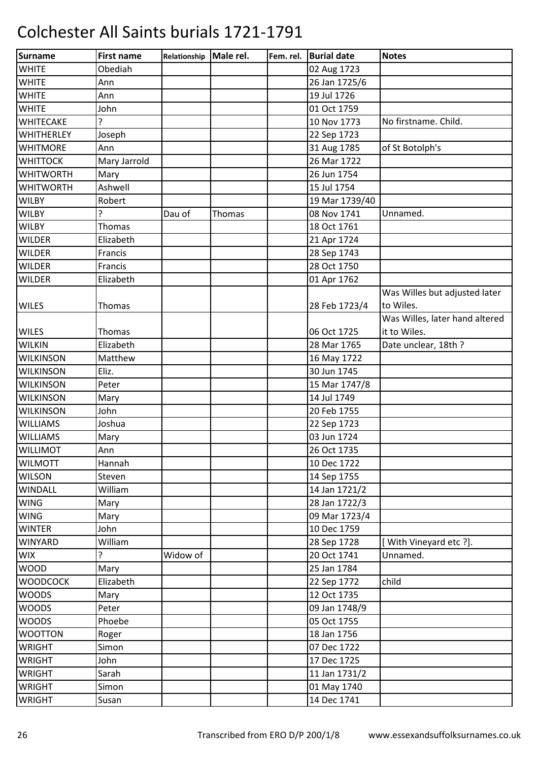# Colchester All Saints burials 1721-1791

| Surname | First name | Relationship | Male rel. | Fem. rel. | Burial date | Notes |
|---|---|---|---|---|---|---|
| WHITE | Obediah | | | | 02 Aug 1723 | |
| WHITE | Ann | | | | 26 Jan 1725/6 | |
| WHITE | Ann | | | | 19 Jul 1726 | |
| WHITE | John | | | | 01 Oct 1759 | |
| WHITECAKE | ? | | | | 10 Nov 1773 | No firstname. Child. |
| WHITHERLEY | Joseph | | | | 22 Sep 1723 | |
| WHITMORE | Ann | | | | 31 Aug 1785 | of St Botolph's |
| WHITTOCK | Mary Jarrold | | | | 26 Mar 1722 | |
| WHITWORTH | Mary | | | | 26 Jun 1754 | |
| WHITWORTH | Ashwell | | | | 15 Jul 1754 | |
| WILBY | Robert | | | | 19 Mar 1739/40 | |
| WILBY | ? | Dau of | Thomas | | 08 Nov 1741 | Unnamed. |
| WILBY | Thomas | | | | 18 Oct 1761 | |
| WILDER | Elizabeth | | | | 21 Apr 1724 | |
| WILDER | Francis | | | | 28 Sep 1743 | |
| WILDER | Francis | | | | 28 Oct 1750 | |
| WILDER | Elizabeth | | | | 01 Apr 1762 | |
| WILES | Thomas | | | | 28 Feb 1723/4 | Was Willes but adjusted later to Wiles. |
| WILES | Thomas | | | | 06 Oct 1725 | Was Willes, later hand altered it to Wiles. |
| WILKIN | Elizabeth | | | | 28 Mar 1765 | Date unclear, 18th ? |
| WILKINSON | Matthew | | | | 16 May 1722 | |
| WILKINSON | Eliz. | | | | 30 Jun 1745 | |
| WILKINSON | Peter | | | | 15 Mar 1747/8 | |
| WILKINSON | Mary | | | | 14 Jul 1749 | |
| WILKINSON | John | | | | 20 Feb 1755 | |
| WILLIAMS | Joshua | | | | 22 Sep 1723 | |
| WILLIAMS | Mary | | | | 03 Jun 1724 | |
| WILLIMOT | Ann | | | | 26 Oct 1735 | |
| WILMOTT | Hannah | | | | 10 Dec 1722 | |
| WILSON | Steven | | | | 14 Sep 1755 | |
| WINDALL | William | | | | 14 Jan 1721/2 | |
| WING | Mary | | | | 28 Jan 1722/3 | |
| WING | Mary | | | | 09 Mar 1723/4 | |
| WINTER | John | | | | 10 Dec 1759 | |
| WINYARD | William | | | | 28 Sep 1728 | [ With Vineyard etc ?]. |
| WIX | ? | Widow of | | | 20 Oct 1741 | Unnamed. |
| WOOD | Mary | | | | 25 Jan 1784 | |
| WOODCOCK | Elizabeth | | | | 22 Sep 1772 | child |
| WOODS | Mary | | | | 12 Oct 1735 | |
| WOODS | Peter | | | | 09 Jan 1748/9 | |
| WOODS | Phoebe | | | | 05 Oct 1755 | |
| WOOTTON | Roger | | | | 18 Jan 1756 | |
| WRIGHT | Simon | | | | 07 Dec 1722 | |
| WRIGHT | John | | | | 17 Dec 1725 | |
| WRIGHT | Sarah | | | | 11 Jan 1731/2 | |
| WRIGHT | Simon | | | | 01 May 1740 | |
| WRIGHT | Susan | | | | 14 Dec 1741 | |

Transcribed from ERO D/P 200/1/8 www.essexandsuffolksurnames.co.uk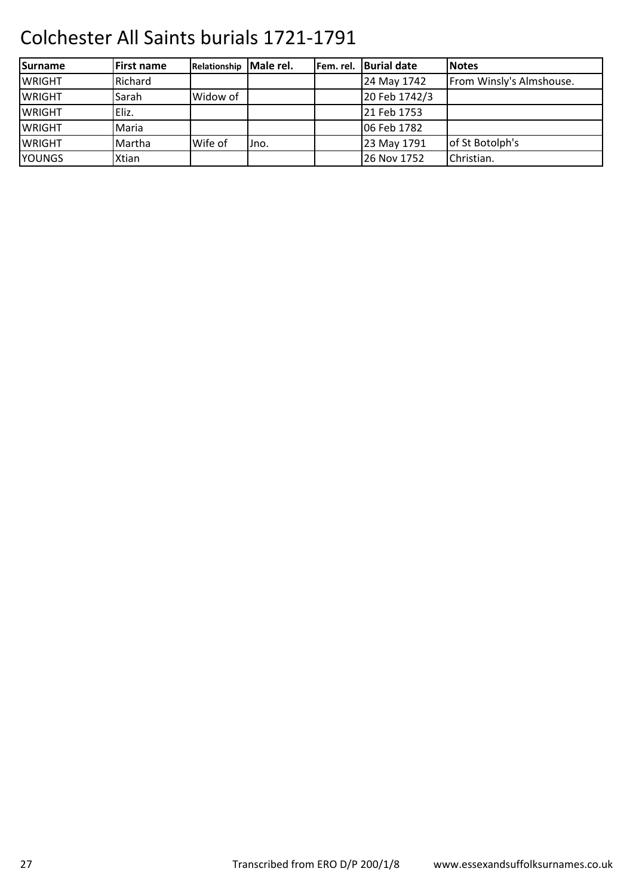# Colchester All Saints burials 1721-1791

| Surname | First name | Relationship | Male rel. | Fem. rel. | Burial date | Notes |
|---|---|---|---|---|---|---|
| WRIGHT | Richard | | | | 24 May 1742 | From Winsly's Almshouse. |
| WRIGHT | Sarah | Widow of | | | 20 Feb 1742/3 | |
| WRIGHT | Eliz. | | | | 21 Feb 1753 | |
| WRIGHT | Maria | | | | 06 Feb 1782 | |
| WRIGHT | Martha | Wife of | Jno. | | 23 May 1791 | of St Botolph's |
| YOUNGS | Xtian | | | | 26 Nov 1752 | Christian. |

Transcribed from ERO D/P 200/1/8 www.essexandsuffolksurnames.co.uk